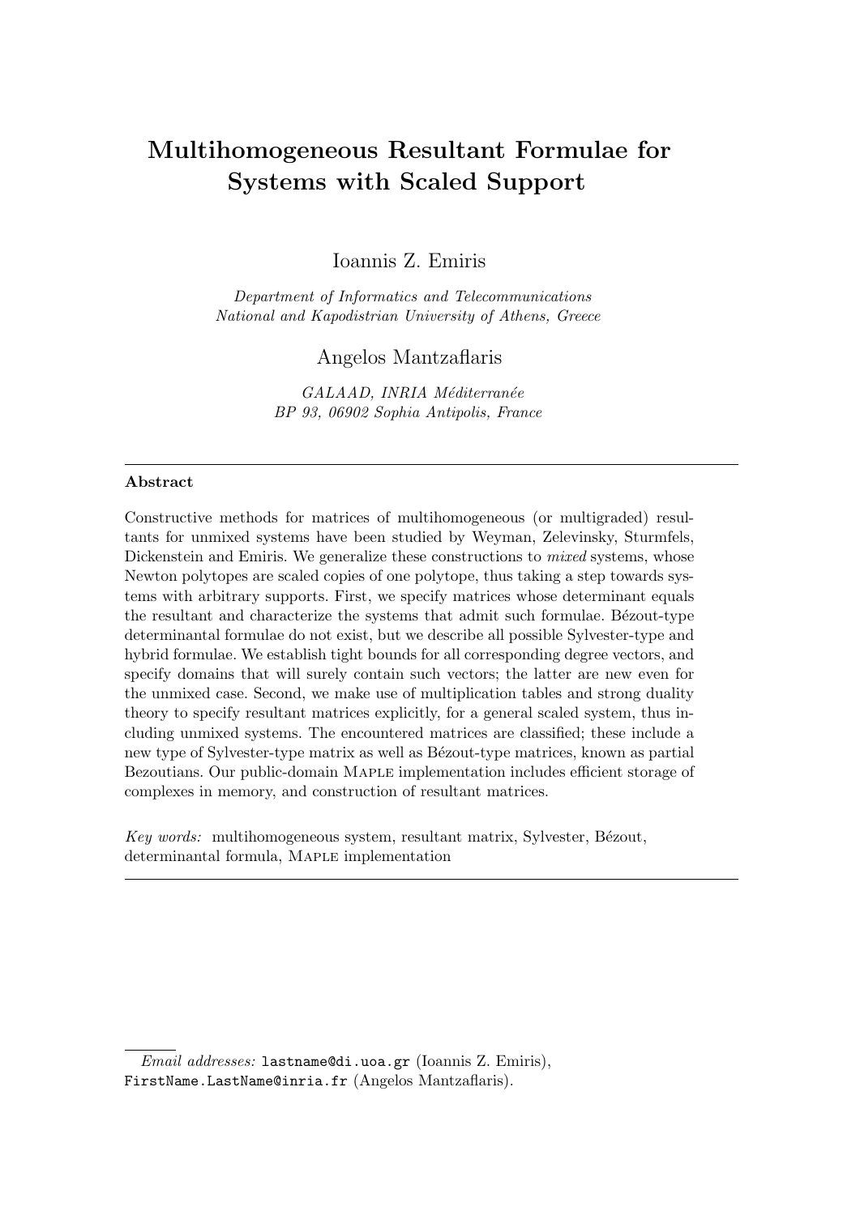# Multihomogeneous Resultant Formulae for Systems with Scaled Support

Ioannis Z. Emiris

*Department of Informatics and Telecommunications*
*National and Kapodistrian University of Athens, Greece*

Angelos Mantzaflaris

*GALAAD, INRIA Méditerranée*
*BP 93, 06902 Sophia Antipolis, France*

---

**Abstract**

Constructive methods for matrices of multihomogeneous (or multigraded) resultants for unmixed systems have been studied by Weyman, Zelevinsky, Sturmfels, Dickenstein and Emiris. We generalize these constructions to *mixed* systems, whose Newton polytopes are scaled copies of one polytope, thus taking a step towards systems with arbitrary supports. First, we specify matrices whose determinant equals the resultant and characterize the systems that admit such formulae. Bézout-type determinantal formulae do not exist, but we describe all possible Sylvester-type and hybrid formulae. We establish tight bounds for all corresponding degree vectors, and specify domains that will surely contain such vectors; the latter are new even for the unmixed case. Second, we make use of multiplication tables and strong duality theory to specify resultant matrices explicitly, for a general scaled system, thus including unmixed systems. The encountered matrices are classified; these include a new type of Sylvester-type matrix as well as Bézout-type matrices, known as partial Bezoutians. Our public-domain MAPLE implementation includes efficient storage of complexes in memory, and construction of resultant matrices.

*Key words:* multihomogeneous system, resultant matrix, Sylvester, Bézout, determinantal formula, MAPLE implementation

---

*Email addresses:* `lastname@di.uoa.gr` (Ioannis Z. Emiris), `FirstName.LastName@inria.fr` (Angelos Mantzaflaris).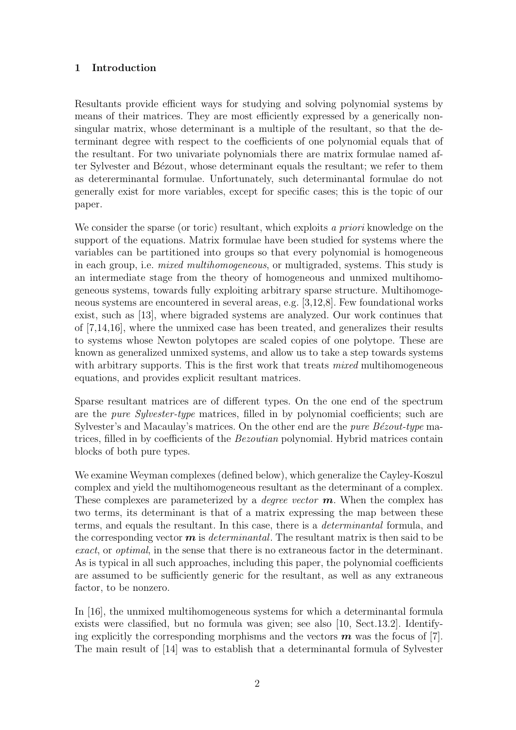## 1 Introduction

Resultants provide efficient ways for studying and solving polynomial systems by means of their matrices. They are most efficiently expressed by a generically nonsingular matrix, whose determinant is a multiple of the resultant, so that the determinant degree with respect to the coefficients of one polynomial equals that of the resultant. For two univariate polynomials there are matrix formulae named after Sylvester and Bézout, whose determinant equals the resultant; we refer to them as detererminantal formulae. Unfortunately, such determinantal formulae do not generally exist for more variables, except for specific cases; this is the topic of our paper.

We consider the sparse (or toric) resultant, which exploits *a priori* knowledge on the support of the equations. Matrix formulae have been studied for systems where the variables can be partitioned into groups so that every polynomial is homogeneous in each group, i.e. *mixed multihomogeneous*, or multigraded, systems. This study is an intermediate stage from the theory of homogeneous and unmixed multihomogeneous systems, towards fully exploiting arbitrary sparse structure. Multihomogeneous systems are encountered in several areas, e.g. [3,12,8]. Few foundational works exist, such as [13], where bigraded systems are analyzed. Our work continues that of [7,14,16], where the unmixed case has been treated, and generalizes their results to systems whose Newton polytopes are scaled copies of one polytope. These are known as generalized unmixed systems, and allow us to take a step towards systems with arbitrary supports. This is the first work that treats *mixed* multihomogeneous equations, and provides explicit resultant matrices.

Sparse resultant matrices are of different types. On the one end of the spectrum are the *pure Sylvester-type* matrices, filled in by polynomial coefficients; such are Sylvester's and Macaulay's matrices. On the other end are the *pure Bézout-type* matrices, filled in by coefficients of the *Bezoutian* polynomial. Hybrid matrices contain blocks of both pure types.

We examine Weyman complexes (defined below), which generalize the Cayley-Koszul complex and yield the multihomogeneous resultant as the determinant of a complex. These complexes are parameterized by a *degree vector* $\boldsymbol{m}$. When the complex has two terms, its determinant is that of a matrix expressing the map between these terms, and equals the resultant. In this case, there is a *determinantal* formula, and the corresponding vector $\boldsymbol{m}$ is *determinantal*. The resultant matrix is then said to be *exact*, or *optimal*, in the sense that there is no extraneous factor in the determinant. As is typical in all such approaches, including this paper, the polynomial coefficients are assumed to be sufficiently generic for the resultant, as well as any extraneous factor, to be nonzero.

In [16], the unmixed multihomogeneous systems for which a determinantal formula exists were classified, but no formula was given; see also [10, Sect.13.2]. Identifying explicitly the corresponding morphisms and the vectors $\boldsymbol{m}$ was the focus of [7]. The main result of [14] was to establish that a determinantal formula of Sylvester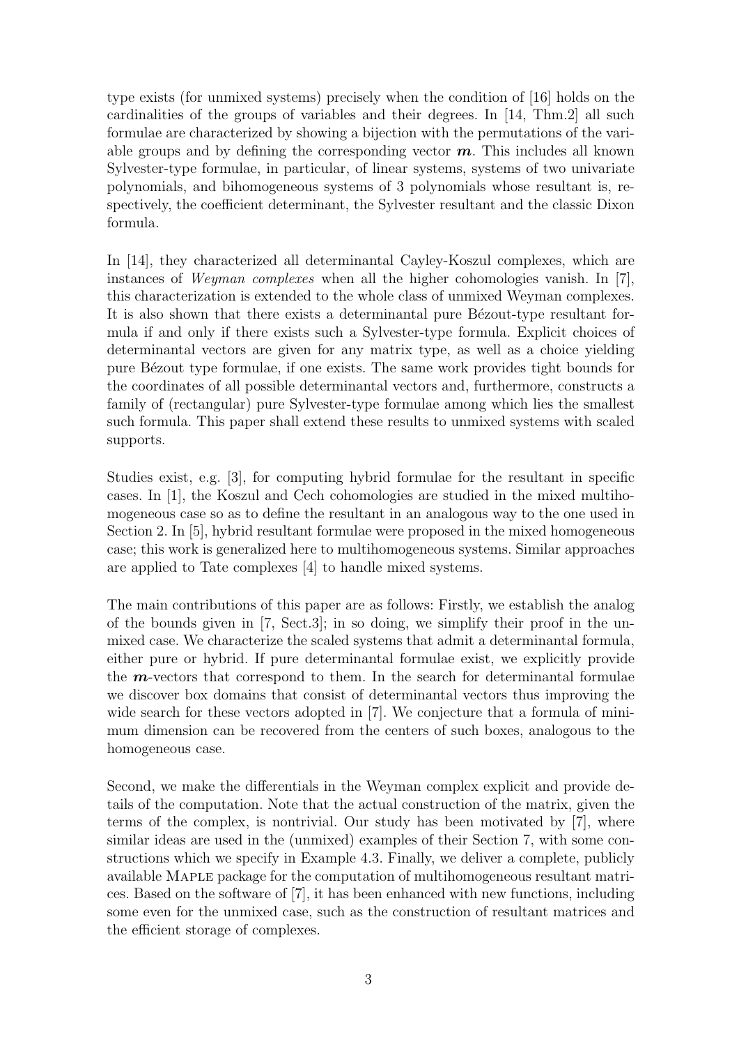type exists (for unmixed systems) precisely when the condition of [16] holds on the cardinalities of the groups of variables and their degrees. In [14, Thm.2] all such formulae are characterized by showing a bijection with the permutations of the variable groups and by defining the corresponding vector $\boldsymbol{m}$. This includes all known Sylvester-type formulae, in particular, of linear systems, systems of two univariate polynomials, and bihomogeneous systems of 3 polynomials whose resultant is, respectively, the coefficient determinant, the Sylvester resultant and the classic Dixon formula.

In [14], they characterized all determinantal Cayley-Koszul complexes, which are instances of *Weyman complexes* when all the higher cohomologies vanish. In [7], this characterization is extended to the whole class of unmixed Weyman complexes. It is also shown that there exists a determinantal pure Bézout-type resultant formula if and only if there exists such a Sylvester-type formula. Explicit choices of determinantal vectors are given for any matrix type, as well as a choice yielding pure Bézout type formulae, if one exists. The same work provides tight bounds for the coordinates of all possible determinantal vectors and, furthermore, constructs a family of (rectangular) pure Sylvester-type formulae among which lies the smallest such formula. This paper shall extend these results to unmixed systems with scaled supports.

Studies exist, e.g. [3], for computing hybrid formulae for the resultant in specific cases. In [1], the Koszul and Cech cohomologies are studied in the mixed multihomogeneous case so as to define the resultant in an analogous way to the one used in Section 2. In [5], hybrid resultant formulae were proposed in the mixed homogeneous case; this work is generalized here to multihomogeneous systems. Similar approaches are applied to Tate complexes [4] to handle mixed systems.

The main contributions of this paper are as follows: Firstly, we establish the analog of the bounds given in [7, Sect.3]; in so doing, we simplify their proof in the unmixed case. We characterize the scaled systems that admit a determinantal formula, either pure or hybrid. If pure determinantal formulae exist, we explicitly provide the $\boldsymbol{m}$-vectors that correspond to them. In the search for determinantal formulae we discover box domains that consist of determinantal vectors thus improving the wide search for these vectors adopted in [7]. We conjecture that a formula of minimum dimension can be recovered from the centers of such boxes, analogous to the homogeneous case.

Second, we make the differentials in the Weyman complex explicit and provide details of the computation. Note that the actual construction of the matrix, given the terms of the complex, is nontrivial. Our study has been motivated by [7], where similar ideas are used in the (unmixed) examples of their Section 7, with some constructions which we specify in Example 4.3. Finally, we deliver a complete, publicly available Maple package for the computation of multihomogeneous resultant matrices. Based on the software of [7], it has been enhanced with new functions, including some even for the unmixed case, such as the construction of resultant matrices and the efficient storage of complexes.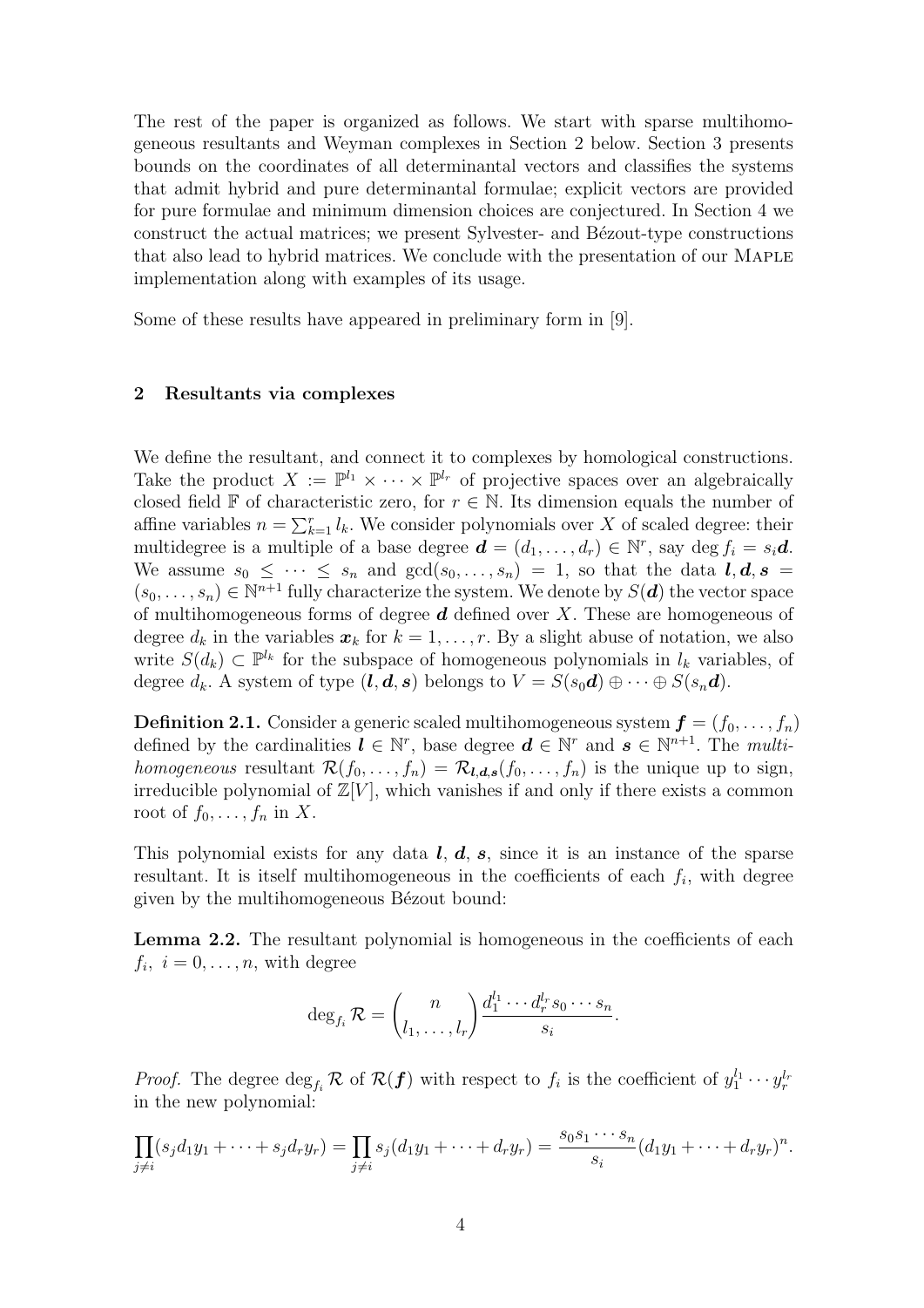The rest of the paper is organized as follows. We start with sparse multihomogeneous resultants and Weyman complexes in Section 2 below. Section 3 presents bounds on the coordinates of all determinantal vectors and classifies the systems that admit hybrid and pure determinantal formulae; explicit vectors are provided for pure formulae and minimum dimension choices are conjectured. In Section 4 we construct the actual matrices; we present Sylvester- and Bézout-type constructions that also lead to hybrid matrices. We conclude with the presentation of our Maple implementation along with examples of its usage.

Some of these results have appeared in preliminary form in [9].

## 2 Resultants via complexes

We define the resultant, and connect it to complexes by homological constructions. Take the product $X := \mathbb{P}^{l_1} \times \cdots \times \mathbb{P}^{l_r}$ of projective spaces over an algebraically closed field $\mathbb{F}$ of characteristic zero, for $r \in \mathbb{N}$. Its dimension equals the number of affine variables $n = \sum_{k=1}^{r} l_k$. We consider polynomials over $X$ of scaled degree: their multidegree is a multiple of a base degree $\boldsymbol{d} = (d_1, \ldots, d_r) \in \mathbb{N}^r$, say $\deg f_i = s_i \boldsymbol{d}$. We assume $s_0 \leq \cdots \leq s_n$ and $\gcd(s_0, \ldots, s_n) = 1$, so that the data $\boldsymbol{l}, \boldsymbol{d}, \boldsymbol{s} = (s_0, \ldots, s_n) \in \mathbb{N}^{n+1}$ fully characterize the system. We denote by $S(\boldsymbol{d})$ the vector space of multihomogeneous forms of degree $\boldsymbol{d}$ defined over $X$. These are homogeneous of degree $d_k$ in the variables $\boldsymbol{x}_k$ for $k = 1, \ldots, r$. By a slight abuse of notation, we also write $S(d_k) \subset \mathbb{P}^{l_k}$ for the subspace of homogeneous polynomials in $l_k$ variables, of degree $d_k$. A system of type $(\boldsymbol{l}, \boldsymbol{d}, \boldsymbol{s})$ belongs to $V = S(s_0\boldsymbol{d}) \oplus \cdots \oplus S(s_n\boldsymbol{d})$.

**Definition 2.1.** Consider a generic scaled multihomogeneous system $\boldsymbol{f} = (f_0, \ldots, f_n)$ defined by the cardinalities $\boldsymbol{l} \in \mathbb{N}^r$, base degree $\boldsymbol{d} \in \mathbb{N}^r$ and $\boldsymbol{s} \in \mathbb{N}^{n+1}$. The *multihomogeneous* resultant $\mathcal{R}(f_0, \ldots, f_n) = \mathcal{R}_{\boldsymbol{l},\boldsymbol{d},\boldsymbol{s}}(f_0, \ldots, f_n)$ is the unique up to sign, irreducible polynomial of $\mathbb{Z}[V]$, which vanishes if and only if there exists a common root of $f_0, \ldots, f_n$ in $X$.

This polynomial exists for any data $\boldsymbol{l}$, $\boldsymbol{d}$, $\boldsymbol{s}$, since it is an instance of the sparse resultant. It is itself multihomogeneous in the coefficients of each $f_i$, with degree given by the multihomogeneous Bézout bound:

**Lemma 2.2.** The resultant polynomial is homogeneous in the coefficients of each $f_i$, $i = 0, \ldots, n$, with degree

$$\deg_{f_i} \mathcal{R} = \binom{n}{l_1, \ldots, l_r} \frac{d_1^{l_1} \cdots d_r^{l_r} s_0 \cdots s_n}{s_i}.$$

*Proof.* The degree $\deg_{f_i} \mathcal{R}$ of $\mathcal{R}(\boldsymbol{f})$ with respect to $f_i$ is the coefficient of $y_1^{l_1} \cdots y_r^{l_r}$ in the new polynomial:

$$\prod_{j \neq i} (s_j d_1 y_1 + \cdots + s_j d_r y_r) = \prod_{j \neq i} s_j (d_1 y_1 + \cdots + d_r y_r) = \frac{s_0 s_1 \cdots s_n}{s_i} (d_1 y_1 + \cdots + d_r y_r)^n.$$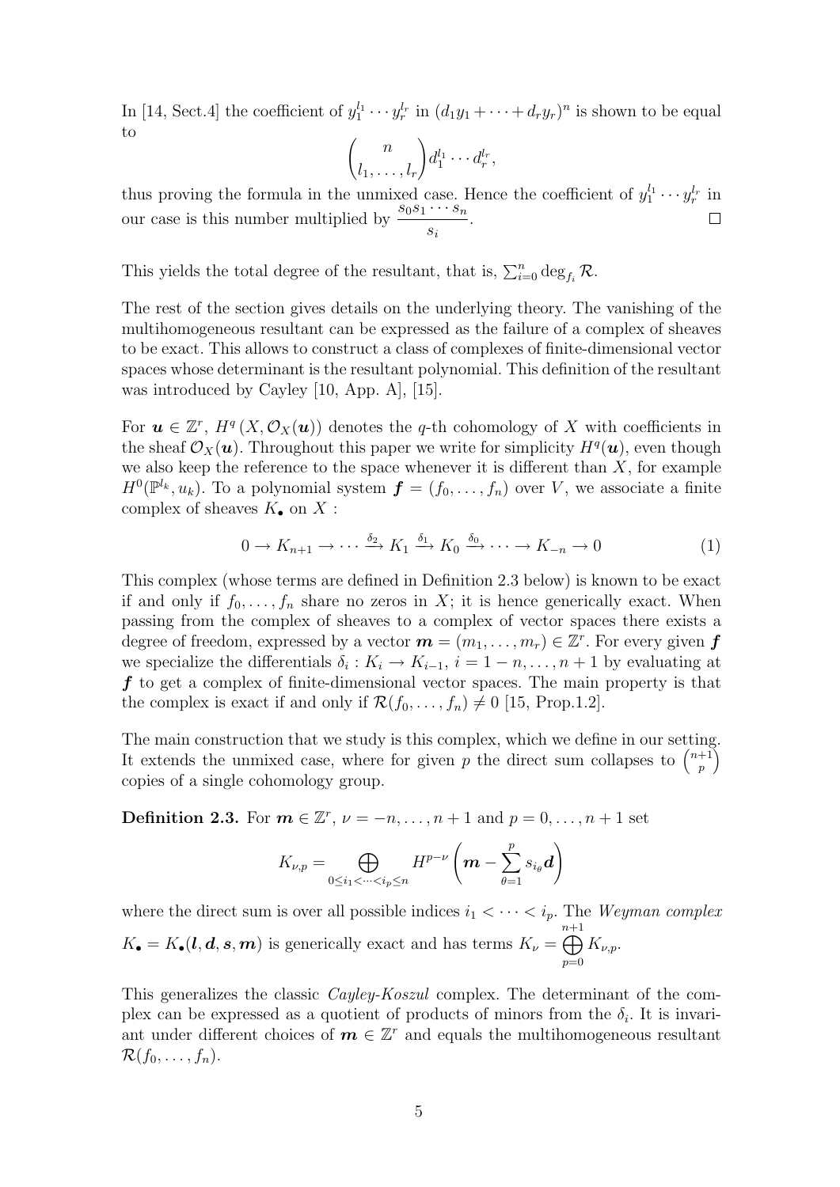In [14, Sect.4] the coefficient of $y_1^{l_1}\cdots y_r^{l_r}$ in $(d_1y_1+\cdots+d_ry_r)^n$ is shown to be equal to

$$\binom{n}{l_1,\ldots,l_r} d_1^{l_1}\cdots d_r^{l_r},$$

thus proving the formula in the unmixed case. Hence the coefficient of $y_1^{l_1}\cdots y_r^{l_r}$ in our case is this number multiplied by $\dfrac{s_0s_1\cdots s_n}{s_i}$. □

This yields the total degree of the resultant, that is, $\sum_{i=0}^n \deg_{f_i}\mathcal{R}$.

The rest of the section gives details on the underlying theory. The vanishing of the multihomogeneous resultant can be expressed as the failure of a complex of sheaves to be exact. This allows to construct a class of complexes of finite-dimensional vector spaces whose determinant is the resultant polynomial. This definition of the resultant was introduced by Cayley [10, App. A], [15].

For $\boldsymbol{u}\in\mathbb{Z}^r$, $H^q(X,\mathcal{O}_X(\boldsymbol{u}))$ denotes the $q$-th cohomology of $X$ with coefficients in the sheaf $\mathcal{O}_X(\boldsymbol{u})$. Throughout this paper we write for simplicity $H^q(\boldsymbol{u})$, even though we also keep the reference to the space whenever it is different than $X$, for example $H^0(\mathbb{P}^{l_k},u_k)$. To a polynomial system $\boldsymbol{f}=(f_0,\ldots,f_n)$ over $V$, we associate a finite complex of sheaves $K_\bullet$ on $X$ :

$$0\to K_{n+1}\to\cdots\xrightarrow{\delta_2}K_1\xrightarrow{\delta_1}K_0\xrightarrow{\delta_0}\cdots\to K_{-n}\to 0 \tag{1}$$

This complex (whose terms are defined in Definition 2.3 below) is known to be exact if and only if $f_0,\ldots,f_n$ share no zeros in $X$; it is hence generically exact. When passing from the complex of sheaves to a complex of vector spaces there exists a degree of freedom, expressed by a vector $\boldsymbol{m}=(m_1,\ldots,m_r)\in\mathbb{Z}^r$. For every given $\boldsymbol{f}$ we specialize the differentials $\delta_i: K_i\to K_{i-1}$, $i=1-n,\ldots,n+1$ by evaluating at $\boldsymbol{f}$ to get a complex of finite-dimensional vector spaces. The main property is that the complex is exact if and only if $\mathcal{R}(f_0,\ldots,f_n)\neq 0$ [15, Prop.1.2].

The main construction that we study is this complex, which we define in our setting. It extends the unmixed case, where for given $p$ the direct sum collapses to $\binom{n+1}{p}$ copies of a single cohomology group.

**Definition 2.3.** For $\boldsymbol{m}\in\mathbb{Z}^r$, $\nu=-n,\ldots,n+1$ and $p=0,\ldots,n+1$ set

$$K_{\nu,p}=\bigoplus_{0\le i_1<\cdots<i_p\le n} H^{p-\nu}\left(\boldsymbol{m}-\sum_{\theta=1}^{p}s_{i_\theta}\boldsymbol{d}\right)$$

where the direct sum is over all possible indices $i_1<\cdots<i_p$. The *Weyman complex* $K_\bullet=K_\bullet(\boldsymbol{l},\boldsymbol{d},\boldsymbol{s},\boldsymbol{m})$ is generically exact and has terms $K_\nu=\bigoplus_{p=0}^{n+1}K_{\nu,p}$.

This generalizes the classic *Cayley-Koszul* complex. The determinant of the complex can be expressed as a quotient of products of minors from the $\delta_i$. It is invariant under different choices of $\boldsymbol{m}\in\mathbb{Z}^r$ and equals the multihomogeneous resultant $\mathcal{R}(f_0,\ldots,f_n)$.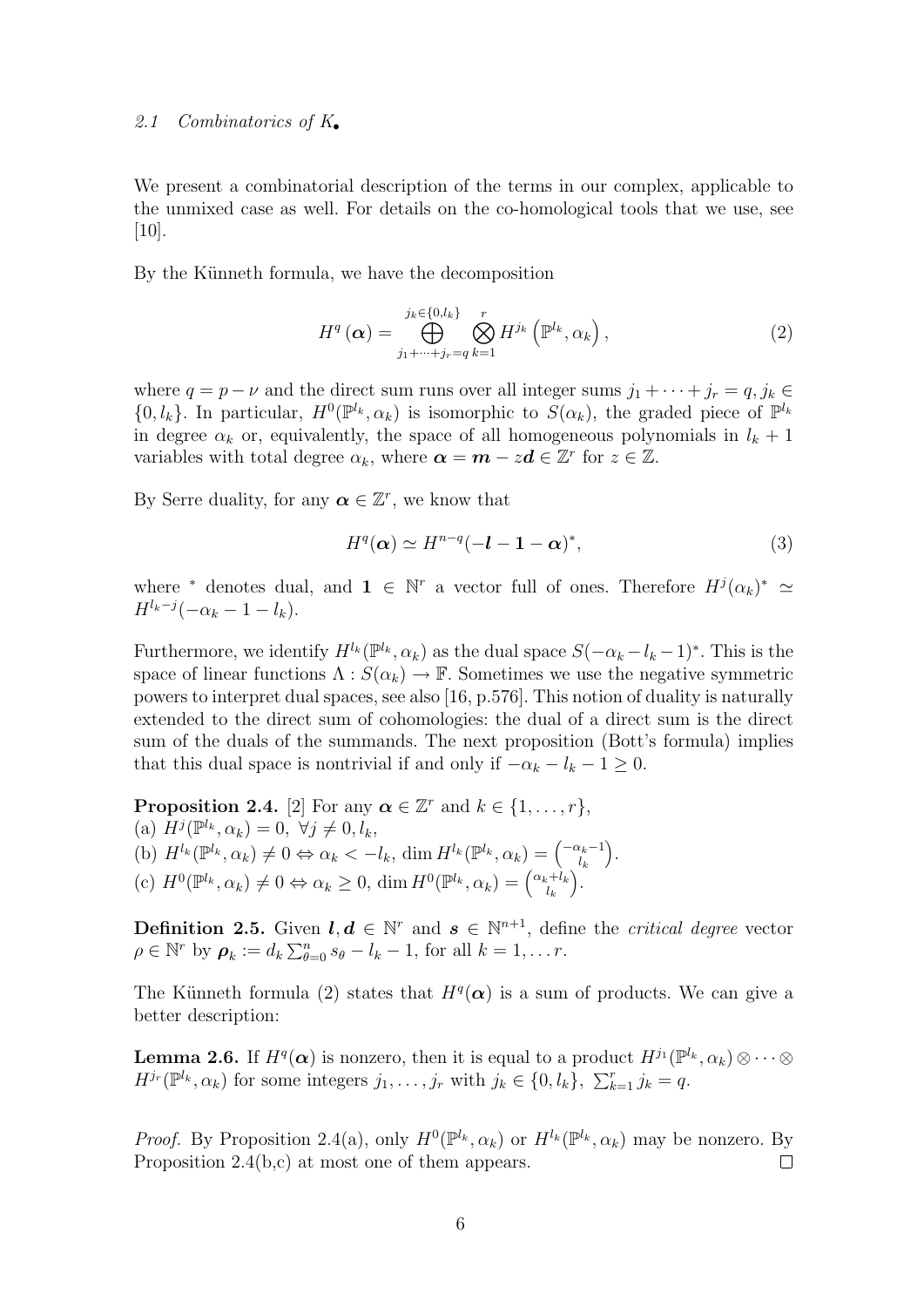### 2.1 Combinatorics of $K_\bullet$

We present a combinatorial description of the terms in our complex, applicable to the unmixed case as well. For details on the co-homological tools that we use, see [10].

By the Künneth formula, we have the decomposition

$$H^q(\boldsymbol{\alpha}) = \bigoplus_{j_1+\cdots+j_r=q}^{j_k\in\{0,l_k\}} \bigotimes_{k=1}^{r} H^{j_k}\left(\mathbb{P}^{l_k}, \alpha_k\right), \tag{2}$$

where $q = p - \nu$ and the direct sum runs over all integer sums $j_1 + \cdots + j_r = q$, $j_k \in \{0, l_k\}$. In particular, $H^0(\mathbb{P}^{l_k}, \alpha_k)$ is isomorphic to $S(\alpha_k)$, the graded piece of $\mathbb{P}^{l_k}$ in degree $\alpha_k$ or, equivalently, the space of all homogeneous polynomials in $l_k + 1$ variables with total degree $\alpha_k$, where $\boldsymbol{\alpha} = \boldsymbol{m} - z\boldsymbol{d} \in \mathbb{Z}^r$ for $z \in \mathbb{Z}$.

By Serre duality, for any $\boldsymbol{\alpha} \in \mathbb{Z}^r$, we know that

$$H^q(\boldsymbol{\alpha}) \simeq H^{n-q}(-\boldsymbol{l} - \mathbf{1} - \boldsymbol{\alpha})^*, \tag{3}$$

where $^*$ denotes dual, and $\mathbf{1} \in \mathbb{N}^r$ a vector full of ones. Therefore $H^j(\alpha_k)^* \simeq H^{l_k-j}(-\alpha_k - 1 - l_k)$.

Furthermore, we identify $H^{l_k}(\mathbb{P}^{l_k}, \alpha_k)$ as the dual space $S(-\alpha_k - l_k - 1)^*$. This is the space of linear functions $\Lambda : S(\alpha_k) \to \mathbb{F}$. Sometimes we use the negative symmetric powers to interpret dual spaces, see also [16, p.576]. This notion of duality is naturally extended to the direct sum of cohomologies: the dual of a direct sum is the direct sum of the duals of the summands. The next proposition (Bott's formula) implies that this dual space is nontrivial if and only if $-\alpha_k - l_k - 1 \geq 0$.

**Proposition 2.4.** [2] For any $\boldsymbol{\alpha} \in \mathbb{Z}^r$ and $k \in \{1, \ldots, r\}$,
(a) $H^j(\mathbb{P}^{l_k}, \alpha_k) = 0, \ \forall j \neq 0, l_k$,
(b) $H^{l_k}(\mathbb{P}^{l_k}, \alpha_k) \neq 0 \Leftrightarrow \alpha_k < -l_k$, $\dim H^{l_k}(\mathbb{P}^{l_k}, \alpha_k) = \binom{-\alpha_k - 1}{l_k}$.
(c) $H^0(\mathbb{P}^{l_k}, \alpha_k) \neq 0 \Leftrightarrow \alpha_k \geq 0$, $\dim H^0(\mathbb{P}^{l_k}, \alpha_k) = \binom{\alpha_k + l_k}{l_k}$.

**Definition 2.5.** Given $\boldsymbol{l}, \boldsymbol{d} \in \mathbb{N}^r$ and $\boldsymbol{s} \in \mathbb{N}^{n+1}$, define the *critical degree* vector $\rho \in \mathbb{N}^r$ by $\boldsymbol{\rho}_k := d_k \sum_{\theta=0}^{n} s_\theta - l_k - 1$, for all $k = 1, \ldots r$.

The Künneth formula (2) states that $H^q(\boldsymbol{\alpha})$ is a sum of products. We can give a better description:

**Lemma 2.6.** If $H^q(\boldsymbol{\alpha})$ is nonzero, then it is equal to a product $H^{j_1}(\mathbb{P}^{l_k}, \alpha_k) \otimes \cdots \otimes H^{j_r}(\mathbb{P}^{l_k}, \alpha_k)$ for some integers $j_1, \ldots, j_r$ with $j_k \in \{0, l_k\}$, $\sum_{k=1}^{r} j_k = q$.

*Proof.* By Proposition 2.4(a), only $H^0(\mathbb{P}^{l_k}, \alpha_k)$ or $H^{l_k}(\mathbb{P}^{l_k}, \alpha_k)$ may be nonzero. By Proposition 2.4(b,c) at most one of them appears. □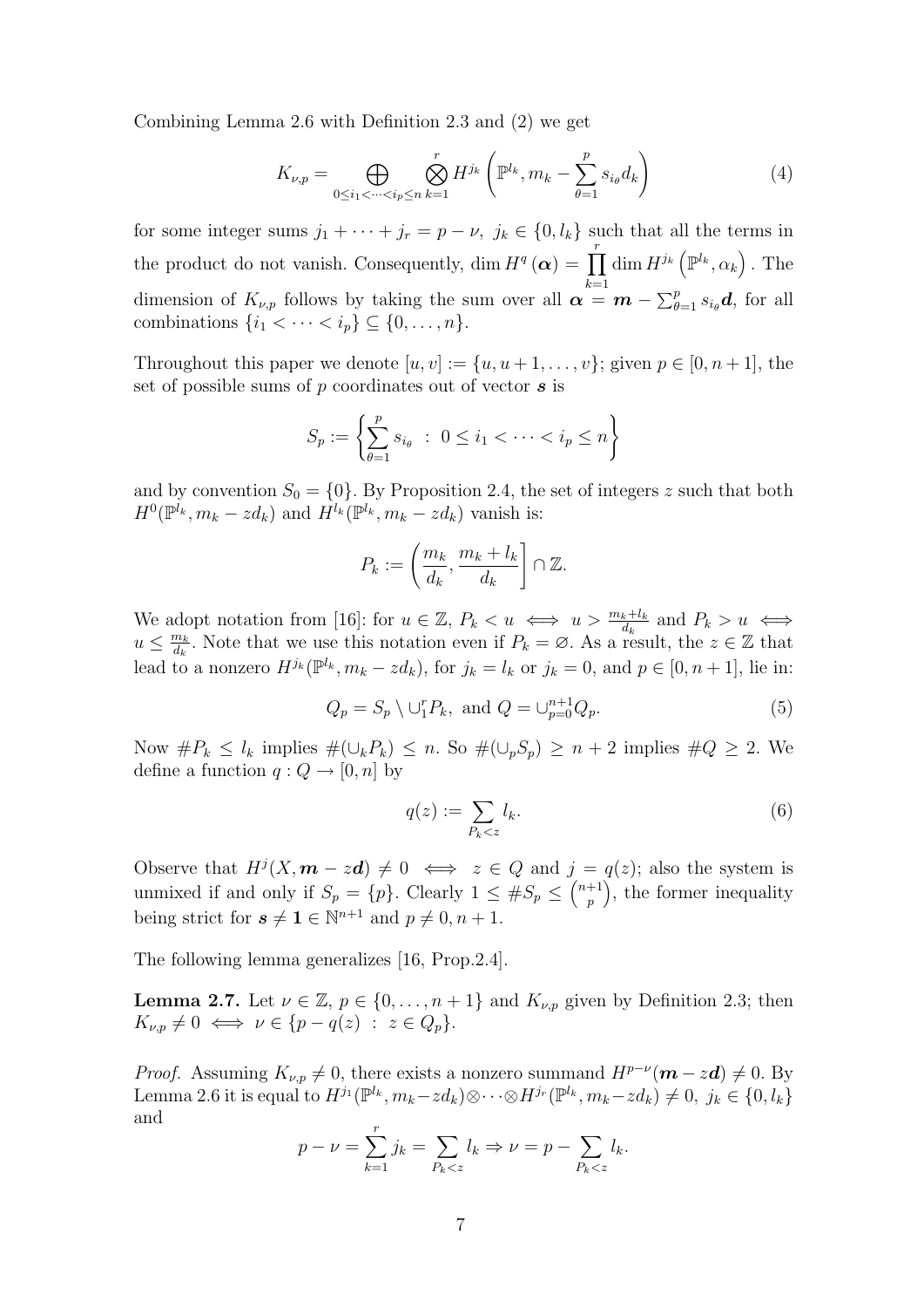Combining Lemma 2.6 with Definition 2.3 and (2) we get

$$K_{\nu,p} = \bigoplus_{0\le i_1<\cdots<i_p\le n} \bigotimes_{k=1}^{r} H^{j_k}\left(\mathbb{P}^{l_k}, m_k - \sum_{\theta=1}^{p} s_{i_\theta} d_k\right) \tag{4}$$

for some integer sums $j_1 + \cdots + j_r = p - \nu,\ j_k \in \{0, l_k\}$ such that all the terms in the product do not vanish. Consequently, $\dim H^q(\boldsymbol{\alpha}) = \prod_{k=1}^{r} \dim H^{j_k}\left(\mathbb{P}^{l_k}, \alpha_k\right)$. The dimension of $K_{\nu,p}$ follows by taking the sum over all $\boldsymbol{\alpha} = \boldsymbol{m} - \sum_{\theta=1}^{p} s_{i_\theta}\boldsymbol{d}$, for all combinations $\{i_1 < \cdots < i_p\} \subseteq \{0,\ldots,n\}$.

Throughout this paper we denote $[u,v] := \{u, u+1, \ldots, v\}$; given $p \in [0, n+1]$, the set of possible sums of $p$ coordinates out of vector $\boldsymbol{s}$ is

$$S_p := \left\{ \sum_{\theta=1}^{p} s_{i_\theta} \ :\ 0 \le i_1 < \cdots < i_p \le n \right\}$$

and by convention $S_0 = \{0\}$. By Proposition 2.4, the set of integers $z$ such that both $H^0(\mathbb{P}^{l_k}, m_k - zd_k)$ and $H^{l_k}(\mathbb{P}^{l_k}, m_k - zd_k)$ vanish is:

$$P_k := \left( \frac{m_k}{d_k}, \frac{m_k + l_k}{d_k} \right] \cap \mathbb{Z}.$$

We adopt notation from [16]: for $u \in \mathbb{Z}$, $P_k < u \iff u > \frac{m_k + l_k}{d_k}$ and $P_k > u \iff u \le \frac{m_k}{d_k}$. Note that we use this notation even if $P_k = \varnothing$. As a result, the $z \in \mathbb{Z}$ that lead to a nonzero $H^{j_k}(\mathbb{P}^{l_k}, m_k - zd_k)$, for $j_k = l_k$ or $j_k = 0$, and $p \in [0, n+1]$, lie in:

$$Q_p = S_p \setminus \cup_1^r P_k, \text{ and } Q = \cup_{p=0}^{n+1} Q_p. \tag{5}$$

Now $\#P_k \le l_k$ implies $\#(\cup_k P_k) \le n$. So $\#(\cup_p S_p) \ge n+2$ implies $\#Q \ge 2$. We define a function $q : Q \to [0, n]$ by

$$q(z) := \sum_{P_k < z} l_k. \tag{6}$$

Observe that $H^j(X, \boldsymbol{m} - z\boldsymbol{d}) \neq 0 \iff z \in Q$ and $j = q(z)$; also the system is unmixed if and only if $S_p = \{p\}$. Clearly $1 \le \#S_p \le \binom{n+1}{p}$, the former inequality being strict for $\boldsymbol{s} \neq \boldsymbol{1} \in \mathbb{N}^{n+1}$ and $p \neq 0, n+1$.

The following lemma generalizes [16, Prop.2.4].

**Lemma 2.7.** Let $\nu \in \mathbb{Z}$, $p \in \{0, \ldots, n+1\}$ and $K_{\nu,p}$ given by Definition 2.3; then $K_{\nu,p} \neq 0 \iff \nu \in \{p - q(z) \ :\ z \in Q_p\}$.

*Proof.* Assuming $K_{\nu,p} \neq 0$, there exists a nonzero summand $H^{p-\nu}(\boldsymbol{m} - z\boldsymbol{d}) \neq 0$. By Lemma 2.6 it is equal to $H^{j_1}(\mathbb{P}^{l_k}, m_k - zd_k) \otimes \cdots \otimes H^{j_r}(\mathbb{P}^{l_k}, m_k - zd_k) \neq 0,\ j_k \in \{0, l_k\}$ and

$$p - \nu = \sum_{k=1}^{r} j_k = \sum_{P_k < z} l_k \Rightarrow \nu = p - \sum_{P_k < z} l_k.$$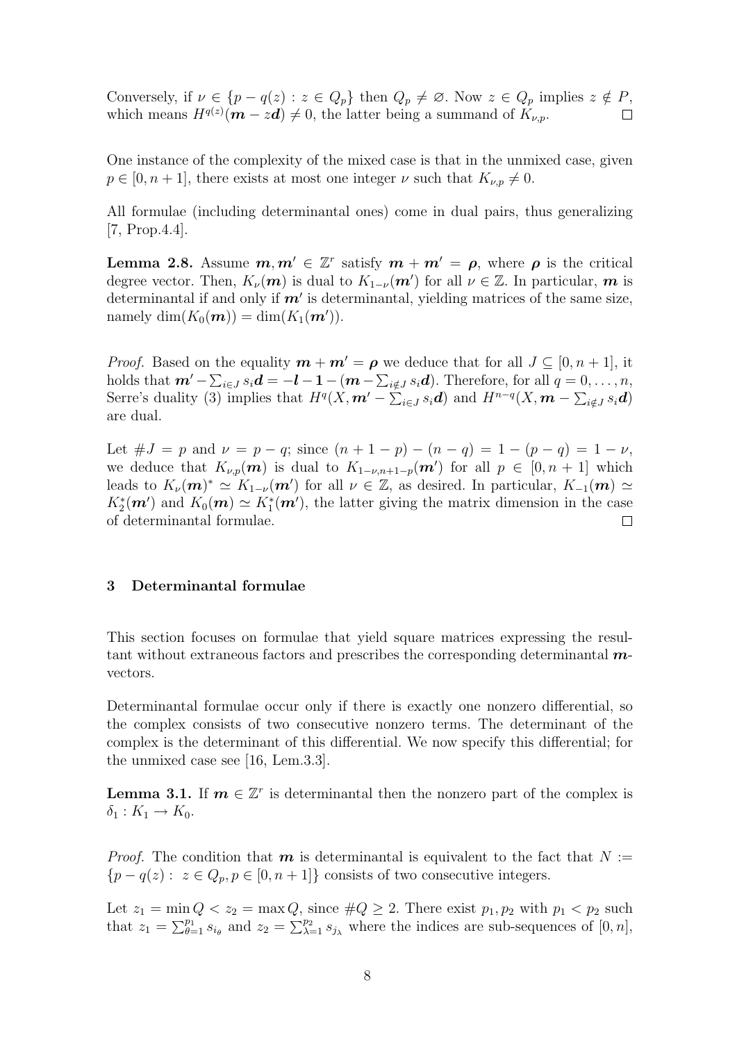Conversely, if $\nu \in \{p - q(z) : z \in Q_p\}$ then $Q_p \neq \varnothing$. Now $z \in Q_p$ implies $z \notin P$, which means $H^{q(z)}(\boldsymbol{m} - z\boldsymbol{d}) \neq 0$, the latter being a summand of $K_{\nu,p}$. $\square$

One instance of the complexity of the mixed case is that in the unmixed case, given $p \in [0, n+1]$, there exists at most one integer $\nu$ such that $K_{\nu,p} \neq 0$.

All formulae (including determinantal ones) come in dual pairs, thus generalizing [7, Prop.4.4].

**Lemma 2.8.** *Assume $\boldsymbol{m}, \boldsymbol{m}' \in \mathbb{Z}^r$ satisfy $\boldsymbol{m} + \boldsymbol{m}' = \boldsymbol{\rho}$, where $\boldsymbol{\rho}$ is the critical degree vector. Then, $K_\nu(\boldsymbol{m})$ is dual to $K_{1-\nu}(\boldsymbol{m}')$ for all $\nu \in \mathbb{Z}$. In particular, $\boldsymbol{m}$ is determinantal if and only if $\boldsymbol{m}'$ is determinantal, yielding matrices of the same size, namely $\dim(K_0(\boldsymbol{m})) = \dim(K_1(\boldsymbol{m}'))$.*

*Proof.* Based on the equality $\boldsymbol{m} + \boldsymbol{m}' = \boldsymbol{\rho}$ we deduce that for all $J \subseteq [0, n+1]$, it holds that $\boldsymbol{m}' - \sum_{i \in J} s_i \boldsymbol{d} = -\boldsymbol{l} - \boldsymbol{1} - (\boldsymbol{m} - \sum_{i \notin J} s_i \boldsymbol{d})$. Therefore, for all $q = 0, \dots, n$, Serre's duality (3) implies that $H^q(X, \boldsymbol{m}' - \sum_{i \in J} s_i \boldsymbol{d})$ and $H^{n-q}(X, \boldsymbol{m} - \sum_{i \notin J} s_i \boldsymbol{d})$ are dual.

Let $\#J = p$ and $\nu = p - q$; since $(n + 1 - p) - (n - q) = 1 - (p - q) = 1 - \nu$, we deduce that $K_{\nu,p}(\boldsymbol{m})$ is dual to $K_{1-\nu,n+1-p}(\boldsymbol{m}')$ for all $p \in [0, n+1]$ which leads to $K_\nu(\boldsymbol{m})^* \simeq K_{1-\nu}(\boldsymbol{m}')$ for all $\nu \in \mathbb{Z}$, as desired. In particular, $K_{-1}(\boldsymbol{m}) \simeq K_2^*(\boldsymbol{m}')$ and $K_0(\boldsymbol{m}) \simeq K_1^*(\boldsymbol{m}')$, the latter giving the matrix dimension in the case of determinantal formulae. $\square$

## 3 Determinantal formulae

This section focuses on formulae that yield square matrices expressing the resultant without extraneous factors and prescribes the corresponding determinantal $\boldsymbol{m}$-vectors.

Determinantal formulae occur only if there is exactly one nonzero differential, so the complex consists of two consecutive nonzero terms. The determinant of the complex is the determinant of this differential. We now specify this differential; for the unmixed case see [16, Lem.3.3].

**Lemma 3.1.** *If $\boldsymbol{m} \in \mathbb{Z}^r$ is determinantal then the nonzero part of the complex is $\delta_1 : K_1 \to K_0$.*

*Proof.* The condition that $\boldsymbol{m}$ is determinantal is equivalent to the fact that $N := \{p - q(z) : z \in Q_p, p \in [0, n+1]\}$ consists of two consecutive integers.

Let $z_1 = \min Q < z_2 = \max Q$, since $\#Q \geq 2$. There exist $p_1, p_2$ with $p_1 < p_2$ such that $z_1 = \sum_{\theta=1}^{p_1} s_{i_\theta}$ and $z_2 = \sum_{\lambda=1}^{p_2} s_{j_\lambda}$ where the indices are sub-sequences of $[0, n]$,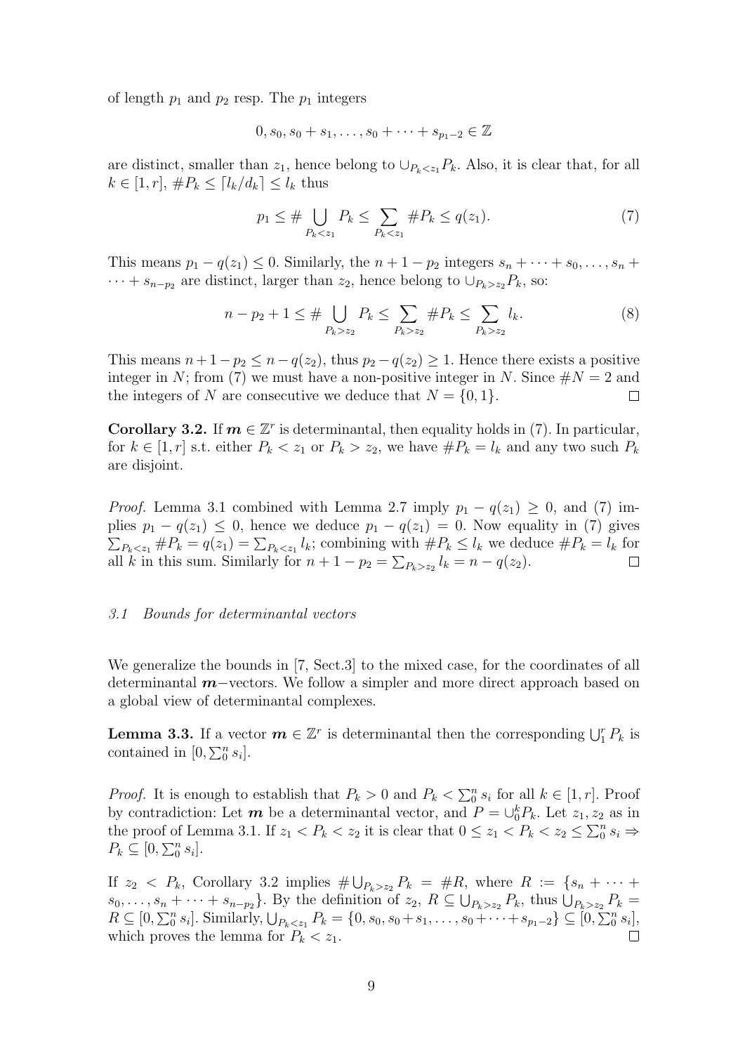of length $p_1$ and $p_2$ resp. The $p_1$ integers

$$0, s_0, s_0 + s_1, \dots, s_0 + \cdots + s_{p_1-2} \in \mathbb{Z}$$

are distinct, smaller than $z_1$, hence belong to $\cup_{P_k<z_1} P_k$. Also, it is clear that, for all $k \in [1, r]$, $\#P_k \le \lceil l_k/d_k \rceil \le l_k$ thus

$$p_1 \le \# \bigcup_{P_k<z_1} P_k \le \sum_{P_k<z_1} \#P_k \le q(z_1). \tag{7}$$

This means $p_1 - q(z_1) \le 0$. Similarly, the $n + 1 - p_2$ integers $s_n + \cdots + s_0, \dots, s_n + \cdots + s_{n-p_2}$ are distinct, larger than $z_2$, hence belong to $\cup_{P_k>z_2} P_k$, so:

$$n - p_2 + 1 \le \# \bigcup_{P_k>z_2} P_k \le \sum_{P_k>z_2} \#P_k \le \sum_{P_k>z_2} l_k. \tag{8}$$

This means $n + 1 - p_2 \le n - q(z_2)$, thus $p_2 - q(z_2) \ge 1$. Hence there exists a positive integer in $N$; from (7) we must have a non-positive integer in $N$. Since $\#N = 2$ and the integers of $N$ are consecutive we deduce that $N = \{0, 1\}$. $\square$

**Corollary 3.2.** If $\boldsymbol{m} \in \mathbb{Z}^r$ is determinantal, then equality holds in (7). In particular, for $k \in [1, r]$ s.t. either $P_k < z_1$ or $P_k > z_2$, we have $\#P_k = l_k$ and any two such $P_k$ are disjoint.

*Proof.* Lemma 3.1 combined with Lemma 2.7 imply $p_1 - q(z_1) \ge 0$, and (7) implies $p_1 - q(z_1) \le 0$, hence we deduce $p_1 - q(z_1) = 0$. Now equality in (7) gives $\sum_{P_k<z_1} \#P_k = q(z_1) = \sum_{P_k<z_1} l_k$; combining with $\#P_k \le l_k$ we deduce $\#P_k = l_k$ for all $k$ in this sum. Similarly for $n + 1 - p_2 = \sum_{P_k>z_2} l_k = n - q(z_2)$. $\square$

### *3.1 Bounds for determinantal vectors*

We generalize the bounds in [7, Sect.3] to the mixed case, for the coordinates of all determinantal $\boldsymbol{m}$−vectors. We follow a simpler and more direct approach based on a global view of determinantal complexes.

**Lemma 3.3.** If a vector $\boldsymbol{m} \in \mathbb{Z}^r$ is determinantal then the corresponding $\bigcup_1^r P_k$ is contained in $[0, \sum_0^n s_i]$.

*Proof.* It is enough to establish that $P_k > 0$ and $P_k < \sum_0^n s_i$ for all $k \in [1, r]$. Proof by contradiction: Let $\boldsymbol{m}$ be a determinantal vector, and $P = \cup_0^k P_k$. Let $z_1, z_2$ as in the proof of Lemma 3.1. If $z_1 < P_k < z_2$ it is clear that $0 \le z_1 < P_k < z_2 \le \sum_0^n s_i \Rightarrow P_k \subseteq [0, \sum_0^n s_i]$.

If $z_2 < P_k$, Corollary 3.2 implies $\# \bigcup_{P_k>z_2} P_k = \#R$, where $R := \{s_n + \cdots + s_0, \dots, s_n + \cdots + s_{n-p_2}\}$. By the definition of $z_2$, $R \subseteq \bigcup_{P_k>z_2} P_k$, thus $\bigcup_{P_k>z_2} P_k = R \subseteq [0, \sum_0^n s_i]$. Similarly, $\bigcup_{P_k<z_1} P_k = \{0, s_0, s_0 + s_1, \dots, s_0 + \cdots + s_{p_1-2}\} \subseteq [0, \sum_0^n s_i]$, which proves the lemma for $P_k < z_1$. $\square$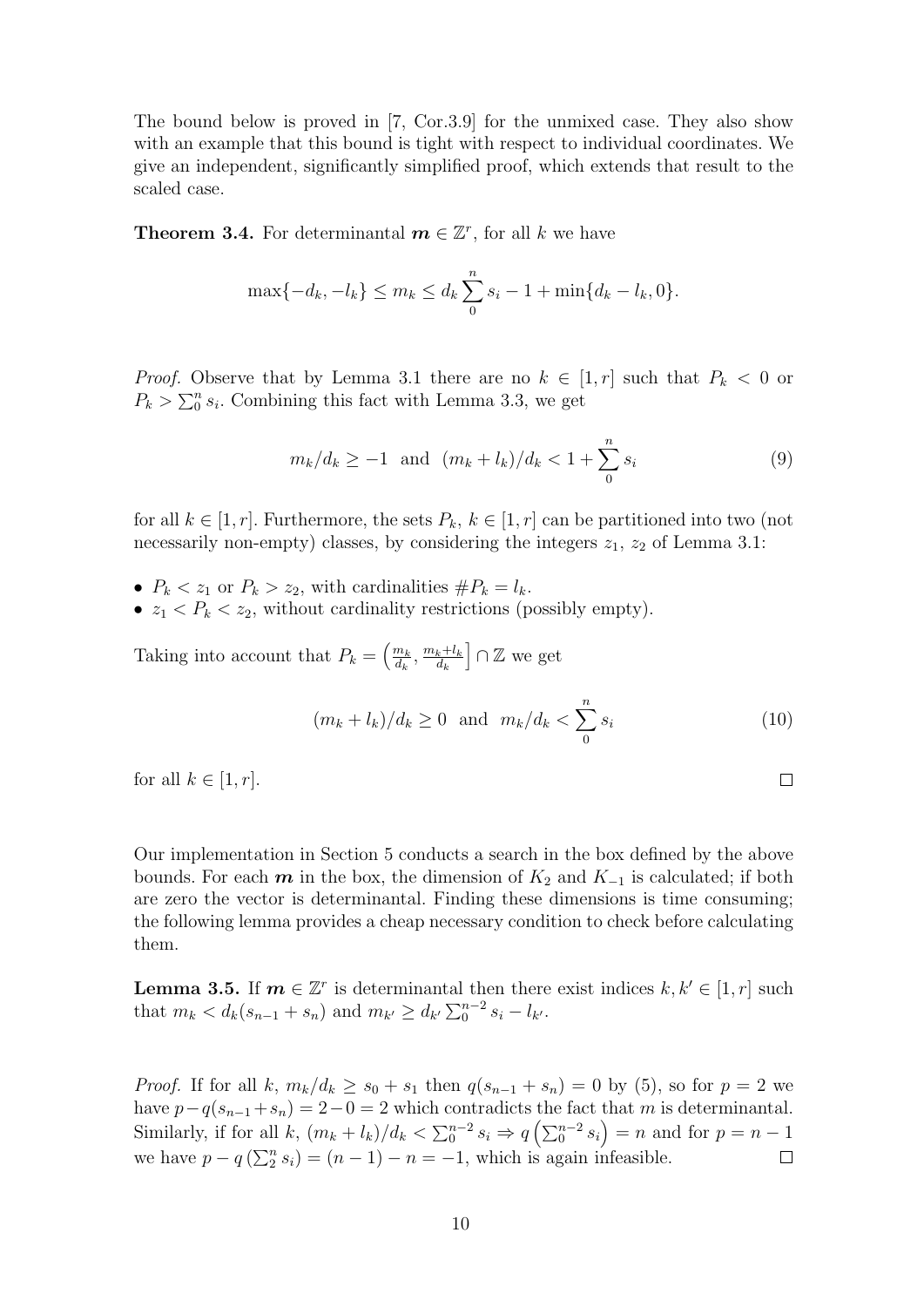The bound below is proved in [7, Cor.3.9] for the unmixed case. They also show with an example that this bound is tight with respect to individual coordinates. We give an independent, significantly simplified proof, which extends that result to the scaled case.

**Theorem 3.4.** For determinantal $\boldsymbol{m} \in \mathbb{Z}^r$, for all $k$ we have

$$\max\{-d_k, -l_k\} \leq m_k \leq d_k \sum_0^n s_i - 1 + \min\{d_k - l_k, 0\}.$$

*Proof.* Observe that by Lemma 3.1 there are no $k \in [1, r]$ such that $P_k < 0$ or $P_k > \sum_0^n s_i$. Combining this fact with Lemma 3.3, we get

$$m_k/d_k \geq -1 \;\text{ and }\; (m_k + l_k)/d_k < 1 + \sum_0^n s_i \tag{9}$$

for all $k \in [1, r]$. Furthermore, the sets $P_k$, $k \in [1, r]$ can be partitioned into two (not necessarily non-empty) classes, by considering the integers $z_1$, $z_2$ of Lemma 3.1:

- $P_k < z_1$ or $P_k > z_2$, with cardinalities $\#P_k = l_k$.
- $z_1 < P_k < z_2$, without cardinality restrictions (possibly empty).

Taking into account that $P_k = \left(\frac{m_k}{d_k}, \frac{m_k + l_k}{d_k}\right] \cap \mathbb{Z}$ we get

$$(m_k + l_k)/d_k \geq 0 \;\text{ and }\; m_k/d_k < \sum_0^n s_i \tag{10}$$

for all $k \in [1, r]$. $\square$

Our implementation in Section 5 conducts a search in the box defined by the above bounds. For each $\boldsymbol{m}$ in the box, the dimension of $K_2$ and $K_{-1}$ is calculated; if both are zero the vector is determinantal. Finding these dimensions is time consuming; the following lemma provides a cheap necessary condition to check before calculating them.

**Lemma 3.5.** If $\boldsymbol{m} \in \mathbb{Z}^r$ is determinantal then there exist indices $k, k' \in [1, r]$ such that $m_k < d_k(s_{n-1} + s_n)$ and $m_{k'} \geq d_{k'} \sum_0^{n-2} s_i - l_{k'}$.

*Proof.* If for all $k$, $m_k/d_k \geq s_0 + s_1$ then $q(s_{n-1} + s_n) = 0$ by (5), so for $p = 2$ we have $p - q(s_{n-1} + s_n) = 2 - 0 = 2$ which contradicts the fact that $m$ is determinantal. Similarly, if for all $k$, $(m_k + l_k)/d_k < \sum_0^{n-2} s_i \Rightarrow q\left(\sum_0^{n-2} s_i\right) = n$ and for $p = n - 1$ we have $p - q\left(\sum_2^n s_i\right) = (n - 1) - n = -1$, which is again infeasible. $\square$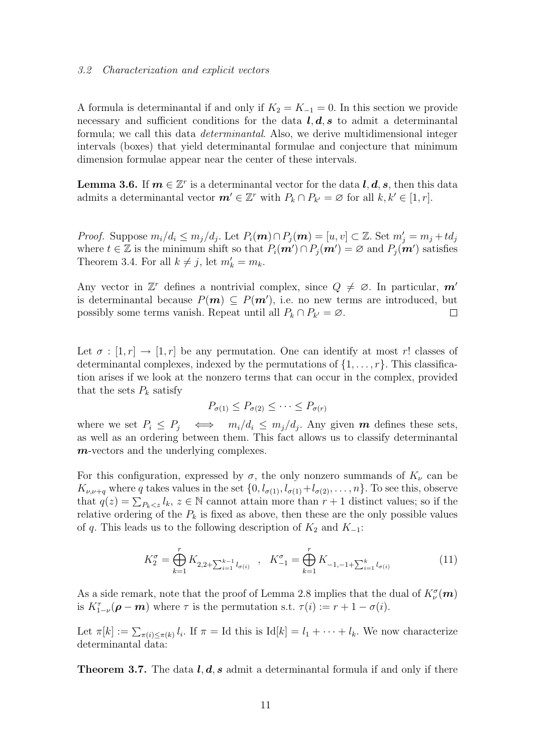### 3.2 Characterization and explicit vectors

A formula is determinantal if and only if $K_2 = K_{-1} = 0$. In this section we provide necessary and sufficient conditions for the data $\boldsymbol{l}, \boldsymbol{d}, \boldsymbol{s}$ to admit a determinantal formula; we call this data *determinantal*. Also, we derive multidimensional integer intervals (boxes) that yield determinantal formulae and conjecture that minimum dimension formulae appear near the center of these intervals.

**Lemma 3.6.** If $\boldsymbol{m} \in \mathbb{Z}^r$ is a determinantal vector for the data $\boldsymbol{l}, \boldsymbol{d}, \boldsymbol{s}$, then this data admits a determinantal vector $\boldsymbol{m}' \in \mathbb{Z}^r$ with $P_k \cap P_{k'} = \varnothing$ for all $k, k' \in [1, r]$.

*Proof.* Suppose $m_i/d_i \leq m_j/d_j$. Let $P_i(\boldsymbol{m}) \cap P_j(\boldsymbol{m}) = [u, v] \subset \mathbb{Z}$. Set $m'_j = m_j + td_j$ where $t \in \mathbb{Z}$ is the minimum shift so that $P_i(\boldsymbol{m}') \cap P_j(\boldsymbol{m}') = \varnothing$ and $P_j(\boldsymbol{m}')$ satisfies Theorem 3.4. For all $k \neq j$, let $m'_k = m_k$.

Any vector in $\mathbb{Z}^r$ defines a nontrivial complex, since $Q \neq \varnothing$. In particular, $\boldsymbol{m}'$ is determinantal because $P(\boldsymbol{m}) \subseteq P(\boldsymbol{m}')$, i.e. no new terms are introduced, but possibly some terms vanish. Repeat until all $P_k \cap P_{k'} = \varnothing$. $\square$

Let $\sigma : [1, r] \to [1, r]$ be any permutation. One can identify at most $r!$ classes of determinantal complexes, indexed by the permutations of $\{1, \ldots, r\}$. This classification arises if we look at the nonzero terms that can occur in the complex, provided that the sets $P_k$ satisfy

$$P_{\sigma(1)} \leq P_{\sigma(2)} \leq \cdots \leq P_{\sigma(r)}$$

where we set $P_i \leq P_j \iff m_i/d_i \leq m_j/d_j$. Any given $\boldsymbol{m}$ defines these sets, as well as an ordering between them. This fact allows us to classify determinantal $\boldsymbol{m}$-vectors and the underlying complexes.

For this configuration, expressed by $\sigma$, the only nonzero summands of $K_\nu$ can be $K_{\nu,\nu+q}$ where $q$ takes values in the set $\{0, l_{\sigma(1)}, l_{\sigma(1)} + l_{\sigma(2)}, \ldots, n\}$. To see this, observe that $q(z) = \sum_{P_k < z} l_k$, $z \in \mathbb{N}$ cannot attain more than $r + 1$ distinct values; so if the relative ordering of the $P_k$ is fixed as above, then these are the only possible values of $q$. This leads us to the following description of $K_2$ and $K_{-1}$:

$$K_2^\sigma = \bigoplus_{k=1}^{r} K_{2,2+\sum_{i=1}^{k-1} l_{\sigma(i)}} \quad , \quad K_{-1}^\sigma = \bigoplus_{k=1}^{r} K_{-1,-1+\sum_{i=1}^{k} l_{\sigma(i)}} \tag{11}$$

As a side remark, note that the proof of Lemma 2.8 implies that the dual of $K_\nu^\sigma(\boldsymbol{m})$ is $K_{1-\nu}^\tau(\boldsymbol{\rho} - \boldsymbol{m})$ where $\tau$ is the permutation s.t. $\tau(i) := r + 1 - \sigma(i)$.

Let $\pi[k] := \sum_{\pi(i) \leq \pi(k)} l_i$. If $\pi = \mathrm{Id}$ this is $\mathrm{Id}[k] = l_1 + \cdots + l_k$. We now characterize determinantal data:

**Theorem 3.7.** The data $\boldsymbol{l}, \boldsymbol{d}, \boldsymbol{s}$ admit a determinantal formula if and only if there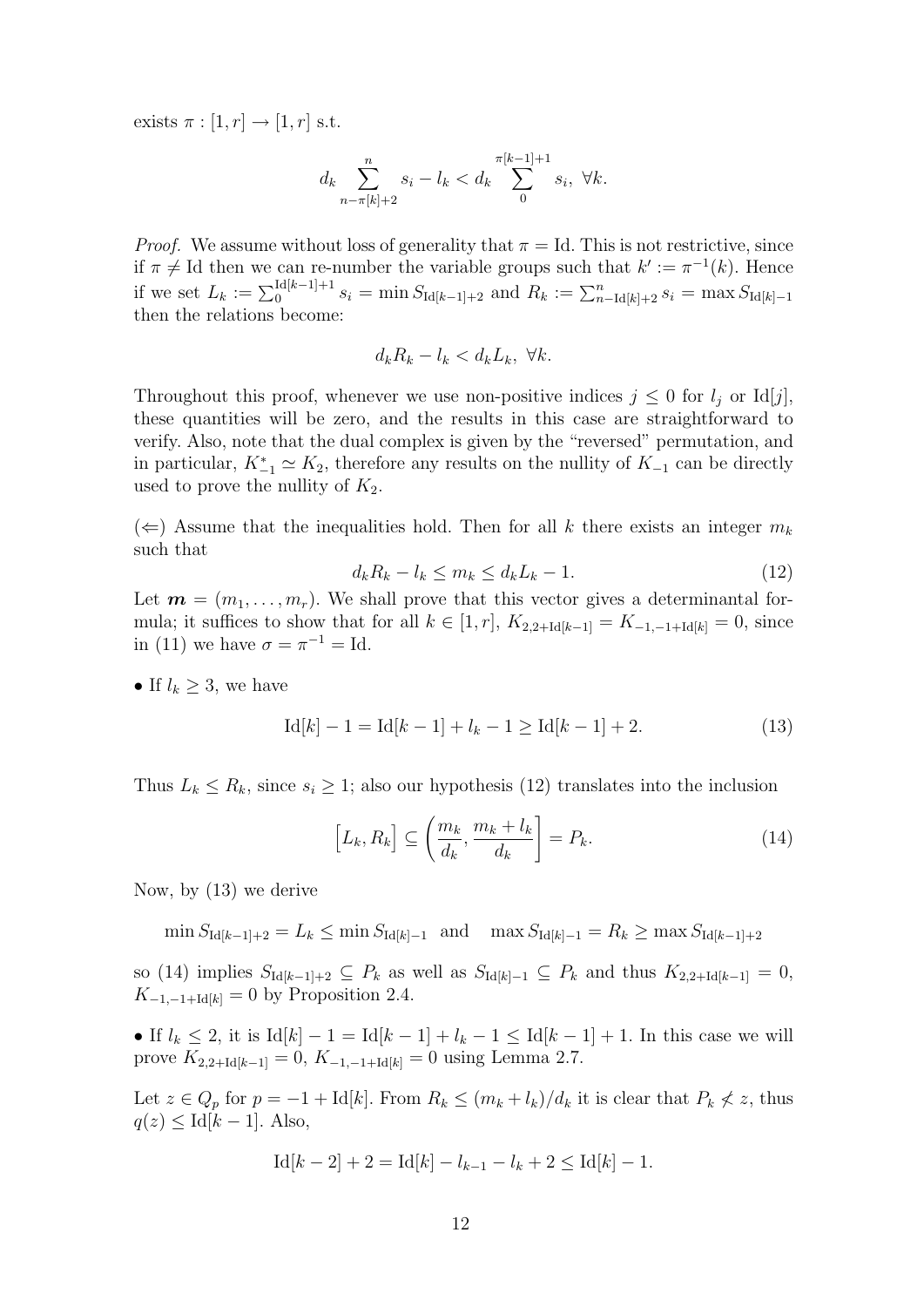exists $\pi : [1, r] \to [1, r]$ s.t.

$$d_k \sum_{n-\pi[k]+2}^{n} s_i - l_k < d_k \sum_{0}^{\pi[k-1]+1} s_i, \ \forall k.$$

*Proof.* We assume without loss of generality that $\pi = \mathrm{Id}$. This is not restrictive, since if $\pi \neq \mathrm{Id}$ then we can re-number the variable groups such that $k' := \pi^{-1}(k)$. Hence if we set $L_k := \sum_0^{\mathrm{Id}[k-1]+1} s_i = \min S_{\mathrm{Id}[k-1]+2}$ and $R_k := \sum_{n-\mathrm{Id}[k]+2}^{n} s_i = \max S_{\mathrm{Id}[k]-1}$ then the relations become:

$$d_k R_k - l_k < d_k L_k, \ \forall k.$$

Throughout this proof, whenever we use non-positive indices $j \leq 0$ for $l_j$ or $\mathrm{Id}[j]$, these quantities will be zero, and the results in this case are straightforward to verify. Also, note that the dual complex is given by the "reversed" permutation, and in particular, $K_{-1}^* \simeq K_2$, therefore any results on the nullity of $K_{-1}$ can be directly used to prove the nullity of $K_2$.

($\Leftarrow$) Assume that the inequalities hold. Then for all $k$ there exists an integer $m_k$ such that

$$d_k R_k - l_k \leq m_k \leq d_k L_k - 1. \tag{12}$$

Let $\boldsymbol{m} = (m_1, \ldots, m_r)$. We shall prove that this vector gives a determinantal formula; it suffices to show that for all $k \in [1, r]$, $K_{2,2+\mathrm{Id}[k-1]} = K_{-1,-1+\mathrm{Id}[k]} = 0$, since in (11) we have $\sigma = \pi^{-1} = \mathrm{Id}$.

• If $l_k \geq 3$, we have

$$\mathrm{Id}[k] - 1 = \mathrm{Id}[k-1] + l_k - 1 \geq \mathrm{Id}[k-1] + 2. \tag{13}$$

Thus $L_k \leq R_k$, since $s_i \geq 1$; also our hypothesis (12) translates into the inclusion

$$\big[L_k, R_k\big] \subseteq \left(\frac{m_k}{d_k}, \frac{m_k + l_k}{d_k}\right] = P_k. \tag{14}$$

Now, by (13) we derive

$$\min S_{\mathrm{Id}[k-1]+2} = L_k \leq \min S_{\mathrm{Id}[k]-1} \quad \text{and} \quad \max S_{\mathrm{Id}[k]-1} = R_k \geq \max S_{\mathrm{Id}[k-1]+2}$$

so (14) implies $S_{\mathrm{Id}[k-1]+2} \subseteq P_k$ as well as $S_{\mathrm{Id}[k]-1} \subseteq P_k$ and thus $K_{2,2+\mathrm{Id}[k-1]} = 0$, $K_{-1,-1+\mathrm{Id}[k]} = 0$ by Proposition 2.4.

• If $l_k \leq 2$, it is $\mathrm{Id}[k] - 1 = \mathrm{Id}[k-1] + l_k - 1 \leq \mathrm{Id}[k-1] + 1$. In this case we will prove $K_{2,2+\mathrm{Id}[k-1]} = 0$, $K_{-1,-1+\mathrm{Id}[k]} = 0$ using Lemma 2.7.

Let $z \in Q_p$ for $p = -1 + \mathrm{Id}[k]$. From $R_k \leq (m_k + l_k)/d_k$ it is clear that $P_k \not< z$, thus $q(z) \leq \mathrm{Id}[k-1]$. Also,

$$\mathrm{Id}[k-2] + 2 = \mathrm{Id}[k] - l_{k-1} - l_k + 2 \leq \mathrm{Id}[k] - 1.$$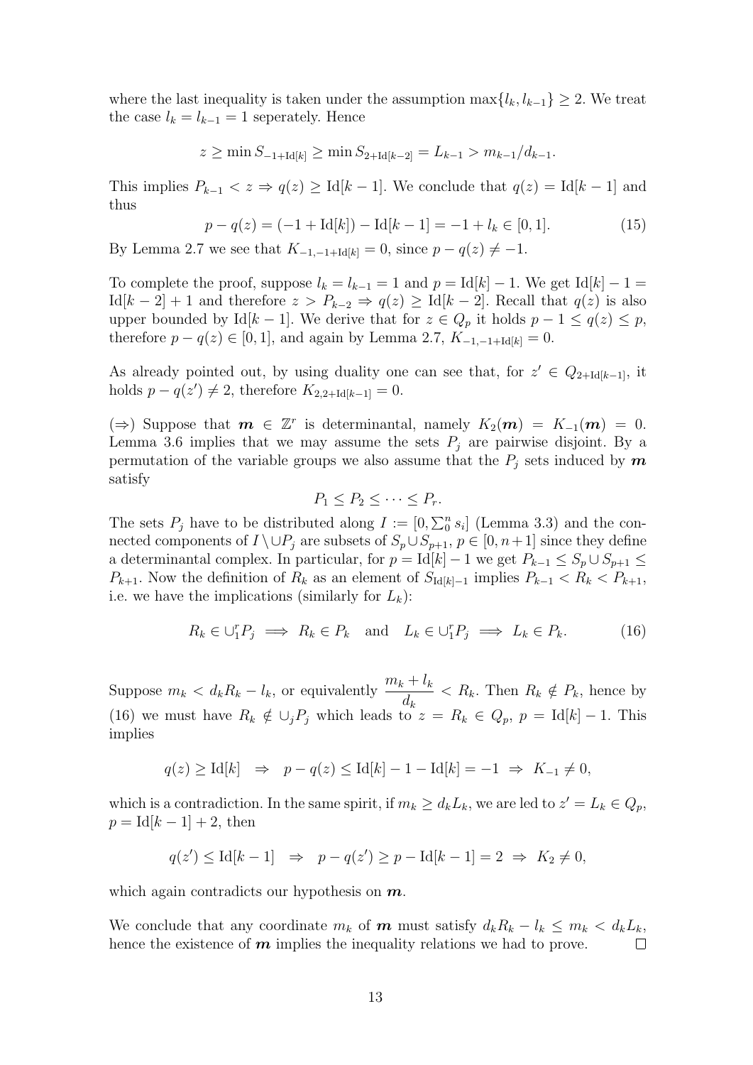where the last inequality is taken under the assumption $\max\{l_k, l_{k-1}\} \geq 2$. We treat the case $l_k = l_{k-1} = 1$ seperately. Hence

$$z \geq \min S_{-1+\mathrm{Id}[k]} \geq \min S_{2+\mathrm{Id}[k-2]} = L_{k-1} > m_{k-1}/d_{k-1}.$$

This implies $P_{k-1} < z \Rightarrow q(z) \geq \mathrm{Id}[k-1]$. We conclude that $q(z) = \mathrm{Id}[k-1]$ and thus

$$p - q(z) = (-1 + \mathrm{Id}[k]) - \mathrm{Id}[k-1] = -1 + l_k \in [0, 1]. \tag{15}$$

By Lemma 2.7 we see that $K_{-1,-1+\mathrm{Id}[k]} = 0$, since $p - q(z) \neq -1$.

To complete the proof, suppose $l_k = l_{k-1} = 1$ and $p = \mathrm{Id}[k] - 1$. We get $\mathrm{Id}[k] - 1 = \mathrm{Id}[k-2] + 1$ and therefore $z > P_{k-2} \Rightarrow q(z) \geq \mathrm{Id}[k-2]$. Recall that $q(z)$ is also upper bounded by $\mathrm{Id}[k-1]$. We derive that for $z \in Q_p$ it holds $p - 1 \leq q(z) \leq p$, therefore $p - q(z) \in [0, 1]$, and again by Lemma 2.7, $K_{-1,-1+\mathrm{Id}[k]} = 0$.

As already pointed out, by using duality one can see that, for $z' \in Q_{2+\mathrm{Id}[k-1]}$, it holds $p - q(z') \neq 2$, therefore $K_{2,2+\mathrm{Id}[k-1]} = 0$.

($\Rightarrow$) Suppose that $\boldsymbol{m} \in \mathbb{Z}^r$ is determinantal, namely $K_2(\boldsymbol{m}) = K_{-1}(\boldsymbol{m}) = 0$. Lemma 3.6 implies that we may assume the sets $P_j$ are pairwise disjoint. By a permutation of the variable groups we also assume that the $P_j$ sets induced by $\boldsymbol{m}$ satisfy

$$P_1 \leq P_2 \leq \cdots \leq P_r.$$

The sets $P_j$ have to be distributed along $I := [0, \sum_0^n s_i]$ (Lemma 3.3) and the connected components of $I \setminus \cup P_j$ are subsets of $S_p \cup S_{p+1}$, $p \in [0, n+1]$ since they define a determinantal complex. In particular, for $p = \mathrm{Id}[k] - 1$ we get $P_{k-1} \leq S_p \cup S_{p+1} \leq P_{k+1}$. Now the definition of $R_k$ as an element of $S_{\mathrm{Id}[k]-1}$ implies $P_{k-1} < R_k < P_{k+1}$, i.e. we have the implications (similarly for $L_k$):

$$R_k \in \cup_1^r P_j \implies R_k \in P_k \quad \text{and} \quad L_k \in \cup_1^r P_j \implies L_k \in P_k. \tag{16}$$

Suppose $m_k < d_k R_k - l_k$, or equivalently $\dfrac{m_k + l_k}{d_k} < R_k$. Then $R_k \notin P_k$, hence by (16) we must have $R_k \notin \cup_j P_j$ which leads to $z = R_k \in Q_p$, $p = \mathrm{Id}[k] - 1$. This implies

$$q(z) \geq \mathrm{Id}[k] \quad \Rightarrow \quad p - q(z) \leq \mathrm{Id}[k] - 1 - \mathrm{Id}[k] = -1 \ \Rightarrow \ K_{-1} \neq 0,$$

which is a contradiction. In the same spirit, if $m_k \geq d_k L_k$, we are led to $z' = L_k \in Q_p$, $p = \mathrm{Id}[k-1] + 2$, then

$$q(z') \leq \mathrm{Id}[k-1] \quad \Rightarrow \quad p - q(z') \geq p - \mathrm{Id}[k-1] = 2 \ \Rightarrow \ K_2 \neq 0,$$

which again contradicts our hypothesis on $\boldsymbol{m}$.

We conclude that any coordinate $m_k$ of $\boldsymbol{m}$ must satisfy $d_k R_k - l_k \leq m_k < d_k L_k$, hence the existence of $\boldsymbol{m}$ implies the inequality relations we had to prove. $\square$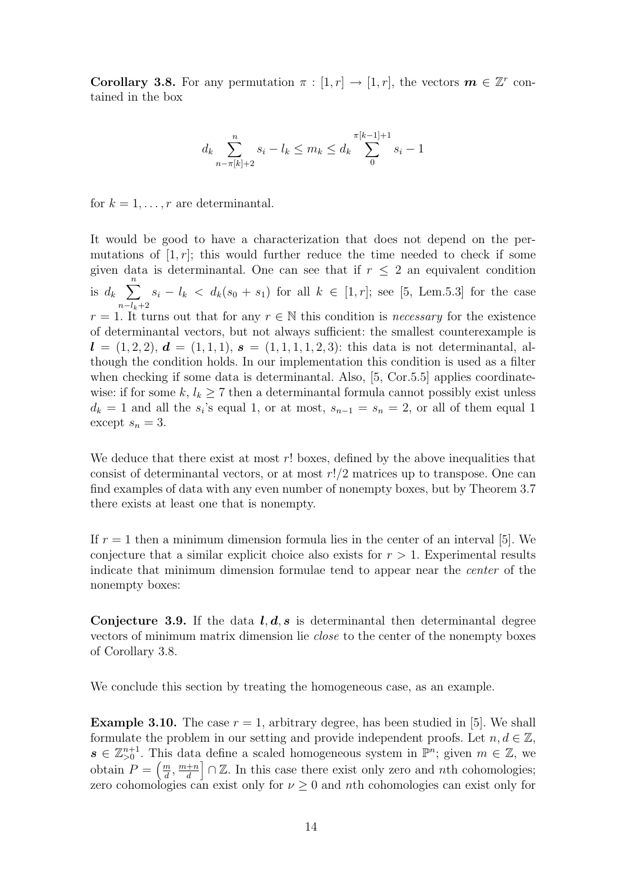**Corollary 3.8.** For any permutation $\pi : [1,r] \to [1,r]$, the vectors $\boldsymbol{m} \in \mathbb{Z}^r$ contained in the box

$$d_k \sum_{n-\pi[k]+2}^{n} s_i - l_k \leq m_k \leq d_k \sum_{0}^{\pi[k-1]+1} s_i - 1$$

for $k = 1, \ldots, r$ are determinantal.

It would be good to have a characterization that does not depend on the permutations of $[1,r]$; this would further reduce the time needed to check if some given data is determinantal. One can see that if $r \leq 2$ an equivalent condition is $d_k \sum_{n-l_k+2}^{n} s_i - l_k < d_k(s_0 + s_1)$ for all $k \in [1,r]$; see [5, Lem.5.3] for the case $r = 1$. It turns out that for any $r \in \mathbb{N}$ this condition is *necessary* for the existence of determinantal vectors, but not always sufficient: the smallest counterexample is $\boldsymbol{l} = (1,2,2)$, $\boldsymbol{d} = (1,1,1)$, $\boldsymbol{s} = (1,1,1,1,2,3)$: this data is not determinantal, although the condition holds. In our implementation this condition is used as a filter when checking if some data is determinantal. Also, [5, Cor.5.5] applies coordinate-wise: if for some $k$, $l_k \geq 7$ then a determinantal formula cannot possibly exist unless $d_k = 1$ and all the $s_i$'s equal 1, or at most, $s_{n-1} = s_n = 2$, or all of them equal 1 except $s_n = 3$.

We deduce that there exist at most $r!$ boxes, defined by the above inequalities that consist of determinantal vectors, or at most $r!/2$ matrices up to transpose. One can find examples of data with any even number of nonempty boxes, but by Theorem 3.7 there exists at least one that is nonempty.

If $r = 1$ then a minimum dimension formula lies in the center of an interval [5]. We conjecture that a similar explicit choice also exists for $r > 1$. Experimental results indicate that minimum dimension formulae tend to appear near the *center* of the nonempty boxes:

**Conjecture 3.9.** If the data $\boldsymbol{l}, \boldsymbol{d}, \boldsymbol{s}$ is determinantal then determinantal degree vectors of minimum matrix dimension lie *close* to the center of the nonempty boxes of Corollary 3.8.

We conclude this section by treating the homogeneous case, as an example.

**Example 3.10.** The case $r = 1$, arbitrary degree, has been studied in [5]. We shall formulate the problem in our setting and provide independent proofs. Let $n, d \in \mathbb{Z}$, $\boldsymbol{s} \in \mathbb{Z}_{>0}^{n+1}$. This data define a scaled homogeneous system in $\mathbb{P}^n$; given $m \in \mathbb{Z}$, we obtain $P = \left(\frac{m}{d}, \frac{m+n}{d}\right] \cap \mathbb{Z}$. In this case there exist only zero and $n$th cohomologies; zero cohomologies can exist only for $\nu \geq 0$ and $n$th cohomologies can exist only for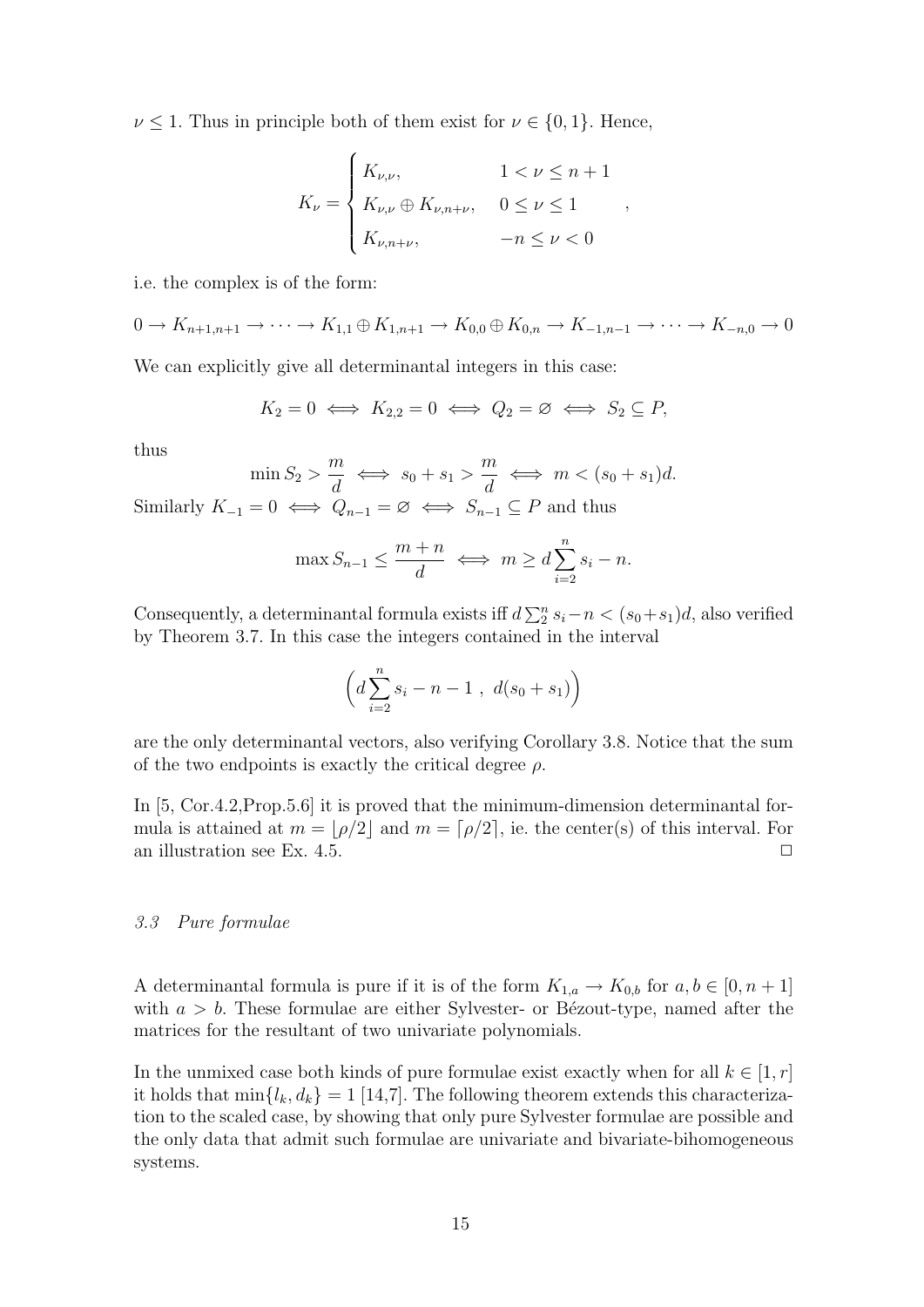$\nu \leq 1$. Thus in principle both of them exist for $\nu \in \{0, 1\}$. Hence,

$$
K_\nu = \begin{cases} K_{\nu,\nu}, & 1 < \nu \leq n+1 \\ K_{\nu,\nu} \oplus K_{\nu,n+\nu}, & 0 \leq \nu \leq 1 \\ K_{\nu,n+\nu}, & -n \leq \nu < 0 \end{cases},
$$

i.e. the complex is of the form:

$$
0 \to K_{n+1,n+1} \to \cdots \to K_{1,1} \oplus K_{1,n+1} \to K_{0,0} \oplus K_{0,n} \to K_{-1,n-1} \to \cdots \to K_{-n,0} \to 0
$$

We can explicitly give all determinantal integers in this case:

$$
K_2 = 0 \iff K_{2,2} = 0 \iff Q_2 = \varnothing \iff S_2 \subseteq P,
$$

thus

$$
\min S_2 > \frac{m}{d} \iff s_0 + s_1 > \frac{m}{d} \iff m < (s_0 + s_1)d.
$$

Similarly $K_{-1} = 0 \iff Q_{n-1} = \varnothing \iff S_{n-1} \subseteq P$ and thus

$$
\max S_{n-1} \leq \frac{m+n}{d} \iff m \geq d \sum_{i=2}^{n} s_i - n.
$$

Consequently, a determinantal formula exists iff $d \sum_2^n s_i - n < (s_0 + s_1)d$, also verified by Theorem 3.7. In this case the integers contained in the interval

$$
\Big( d \sum_{i=2}^{n} s_i - n - 1 \ , \ d(s_0 + s_1) \Big)
$$

are the only determinantal vectors, also verifying Corollary 3.8. Notice that the sum of the two endpoints is exactly the critical degree $\rho$.

In [5, Cor.4.2,Prop.5.6] it is proved that the minimum-dimension determinantal formula is attained at $m = \lfloor \rho/2 \rfloor$ and $m = \lceil \rho/2 \rceil$, ie. the center(s) of this interval. For an illustration see Ex. 4.5. □

### *3.3 Pure formulae*

A determinantal formula is pure if it is of the form $K_{1,a} \to K_{0,b}$ for $a, b \in [0, n+1]$ with $a > b$. These formulae are either Sylvester- or Bézout-type, named after the matrices for the resultant of two univariate polynomials.

In the unmixed case both kinds of pure formulae exist exactly when for all $k \in [1, r]$ it holds that $\min\{l_k, d_k\} = 1$ [14,7]. The following theorem extends this characterization to the scaled case, by showing that only pure Sylvester formulae are possible and the only data that admit such formulae are univariate and bivariate-bihomogeneous systems.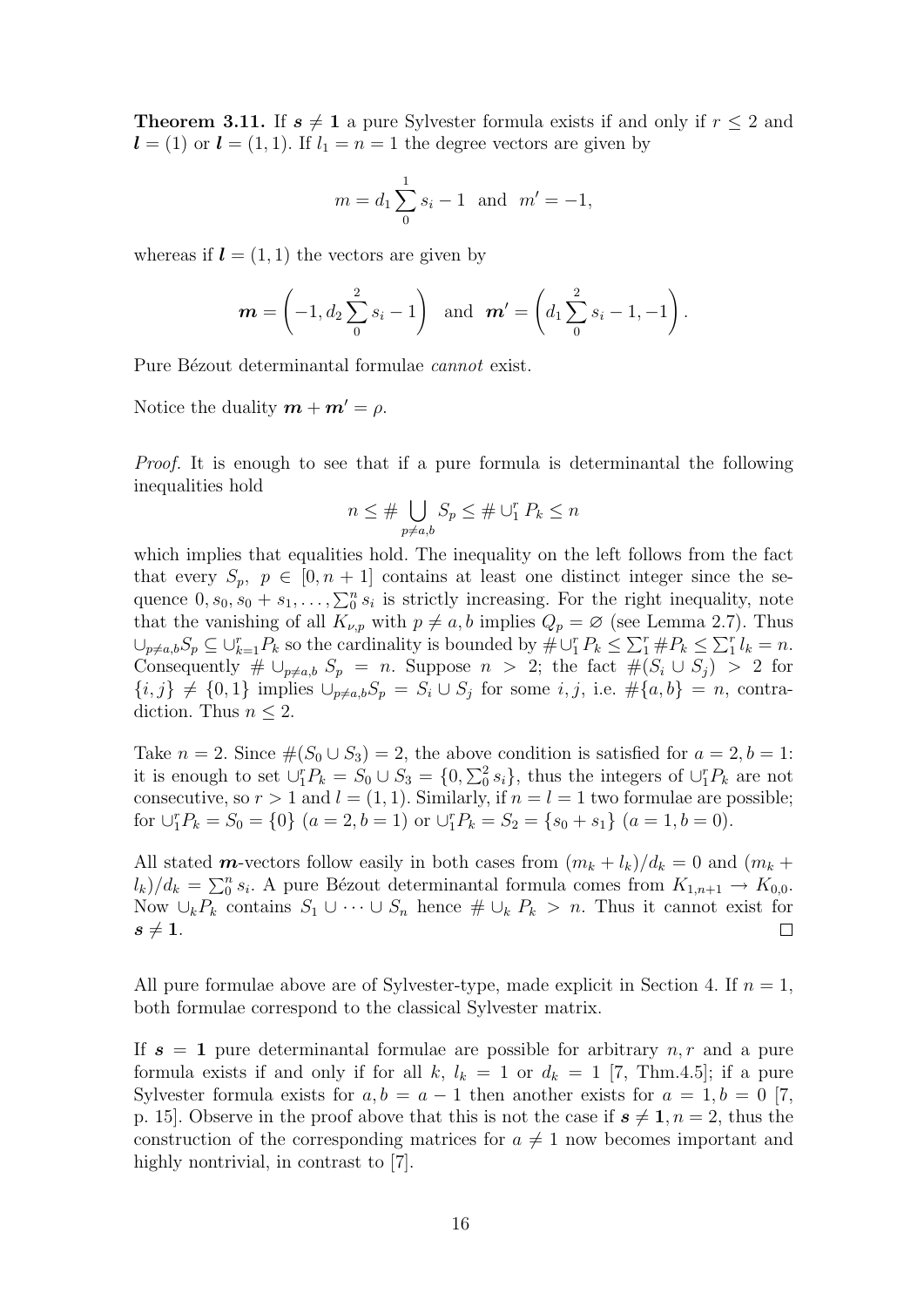**Theorem 3.11.** If $\boldsymbol{s} \neq \mathbf{1}$ a pure Sylvester formula exists if and only if $r \leq 2$ and $\boldsymbol{l} = (1)$ or $\boldsymbol{l} = (1,1)$. If $l_1 = n = 1$ the degree vectors are given by

$$m = d_1 \sum_0^1 s_i - 1 \quad \text{and} \quad m' = -1,$$

whereas if $\boldsymbol{l} = (1,1)$ the vectors are given by

$$\boldsymbol{m} = \left(-1, d_2 \sum_0^2 s_i - 1\right) \quad \text{and} \quad \boldsymbol{m'} = \left(d_1 \sum_0^2 s_i - 1, -1\right).$$

Pure Bézout determinantal formulae *cannot* exist.

Notice the duality $\boldsymbol{m} + \boldsymbol{m'} = \rho$.

*Proof.* It is enough to see that if a pure formula is determinantal the following inequalities hold

$$n \leq \# \bigcup_{p \neq a,b} S_p \leq \# \cup_1^r P_k \leq n$$

which implies that equalities hold. The inequality on the left follows from the fact that every $S_p$, $p \in [0, n+1]$ contains at least one distinct integer since the sequence $0, s_0, s_0 + s_1, \dots, \sum_0^n s_i$ is strictly increasing. For the right inequality, note that the vanishing of all $K_{\nu,p}$ with $p \neq a, b$ implies $Q_p = \varnothing$ (see Lemma 2.7). Thus $\cup_{p \neq a,b} S_p \subseteq \cup_{k=1}^r P_k$ so the cardinality is bounded by $\# \cup_1^r P_k \leq \sum_1^r \# P_k \leq \sum_1^r l_k = n$. Consequently $\# \cup_{p \neq a,b} S_p = n$. Suppose $n > 2$; the fact $\#(S_i \cup S_j) > 2$ for $\{i,j\} \neq \{0,1\}$ implies $\cup_{p \neq a,b} S_p = S_i \cup S_j$ for some $i, j$, i.e. $\#\{a,b\} = n$, contradiction. Thus $n \leq 2$.

Take $n = 2$. Since $\#(S_0 \cup S_3) = 2$, the above condition is satisfied for $a = 2, b = 1$: it is enough to set $\cup_1^r P_k = S_0 \cup S_3 = \{0, \sum_0^2 s_i\}$, thus the integers of $\cup_1^r P_k$ are not consecutive, so $r > 1$ and $l = (1,1)$. Similarly, if $n = l = 1$ two formulae are possible; for $\cup_1^r P_k = S_0 = \{0\}$ $(a = 2, b = 1)$ or $\cup_1^r P_k = S_2 = \{s_0 + s_1\}$ $(a = 1, b = 0)$.

All stated $\boldsymbol{m}$-vectors follow easily in both cases from $(m_k + l_k)/d_k = 0$ and $(m_k + l_k)/d_k = \sum_0^n s_i$. A pure Bézout determinantal formula comes from $K_{1,n+1} \to K_{0,0}$. Now $\cup_k P_k$ contains $S_1 \cup \dots \cup S_n$ hence $\# \cup_k P_k > n$. Thus it cannot exist for $\boldsymbol{s} \neq \mathbf{1}$. ∎

All pure formulae above are of Sylvester-type, made explicit in Section 4. If $n = 1$, both formulae correspond to the classical Sylvester matrix.

If $\boldsymbol{s} = \mathbf{1}$ pure determinantal formulae are possible for arbitrary $n, r$ and a pure formula exists if and only if for all $k$, $l_k = 1$ or $d_k = 1$ [7, Thm.4.5]; if a pure Sylvester formula exists for $a, b = a - 1$ then another exists for $a = 1, b = 0$ [7, p. 15]. Observe in the proof above that this is not the case if $\boldsymbol{s} \neq \mathbf{1}, n = 2$, thus the construction of the corresponding matrices for $a \neq 1$ now becomes important and highly nontrivial, in contrast to [7].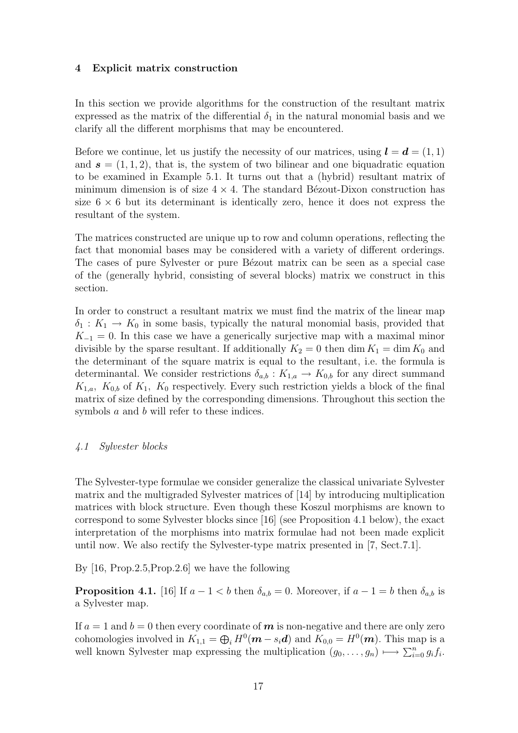## 4 Explicit matrix construction

In this section we provide algorithms for the construction of the resultant matrix expressed as the matrix of the differential $\delta_1$ in the natural monomial basis and we clarify all the different morphisms that may be encountered.

Before we continue, let us justify the necessity of our matrices, using $\boldsymbol{l} = \boldsymbol{d} = (1, 1)$ and $\boldsymbol{s} = (1, 1, 2)$, that is, the system of two bilinear and one biquadratic equation to be examined in Example 5.1. It turns out that a (hybrid) resultant matrix of minimum dimension is of size $4 \times 4$. The standard Bézout-Dixon construction has size $6 \times 6$ but its determinant is identically zero, hence it does not express the resultant of the system.

The matrices constructed are unique up to row and column operations, reflecting the fact that monomial bases may be considered with a variety of different orderings. The cases of pure Sylvester or pure Bézout matrix can be seen as a special case of the (generally hybrid, consisting of several blocks) matrix we construct in this section.

In order to construct a resultant matrix we must find the matrix of the linear map $\delta_1 : K_1 \to K_0$ in some basis, typically the natural monomial basis, provided that $K_{-1} = 0$. In this case we have a generically surjective map with a maximal minor divisible by the sparse resultant. If additionally $K_2 = 0$ then $\dim K_1 = \dim K_0$ and the determinant of the square matrix is equal to the resultant, i.e. the formula is determinantal. We consider restrictions $\delta_{a,b} : K_{1,a} \to K_{0,b}$ for any direct summand $K_{1,a}$, $K_{0,b}$ of $K_1$, $K_0$ respectively. Every such restriction yields a block of the final matrix of size defined by the corresponding dimensions. Throughout this section the symbols $a$ and $b$ will refer to these indices.

### *4.1 Sylvester blocks*

The Sylvester-type formulae we consider generalize the classical univariate Sylvester matrix and the multigraded Sylvester matrices of [14] by introducing multiplication matrices with block structure. Even though these Koszul morphisms are known to correspond to some Sylvester blocks since [16] (see Proposition 4.1 below), the exact interpretation of the morphisms into matrix formulae had not been made explicit until now. We also rectify the Sylvester-type matrix presented in [7, Sect.7.1].

By [16, Prop.2.5,Prop.2.6] we have the following

**Proposition 4.1.** [16] If $a - 1 < b$ then $\delta_{a,b} = 0$. Moreover, if $a - 1 = b$ then $\delta_{a,b}$ is a Sylvester map.

If $a = 1$ and $b = 0$ then every coordinate of $\boldsymbol{m}$ is non-negative and there are only zero cohomologies involved in $K_{1,1} = \bigoplus_i H^0(\boldsymbol{m} - s_i\boldsymbol{d})$ and $K_{0,0} = H^0(\boldsymbol{m})$. This map is a well known Sylvester map expressing the multiplication $(g_0, \dots, g_n) \longmapsto \sum_{i=0}^{n} g_i f_i$.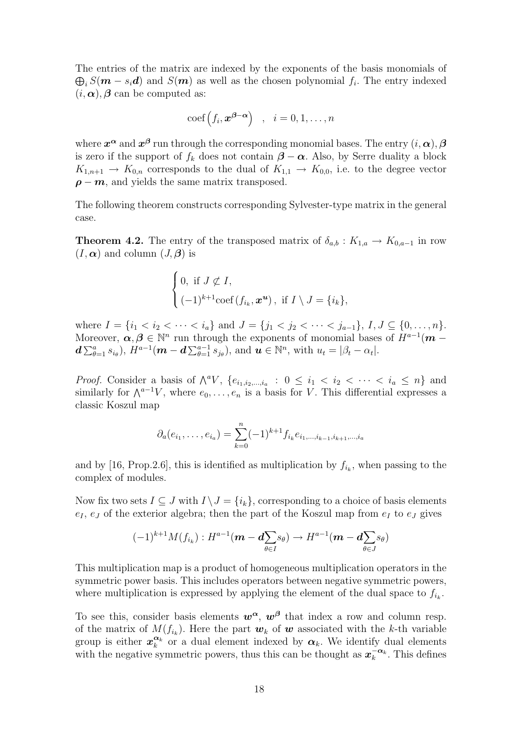The entries of the matrix are indexed by the exponents of the basis monomials of $\bigoplus_i S(\boldsymbol{m} - s_i \boldsymbol{d})$ and $S(\boldsymbol{m})$ as well as the chosen polynomial $f_i$. The entry indexed $(i, \boldsymbol{\alpha}), \boldsymbol{\beta}$ can be computed as:

$$\operatorname{coef}\left(f_i, \boldsymbol{x}^{\boldsymbol{\beta}-\boldsymbol{\alpha}}\right) \quad , \quad i = 0, 1, \ldots, n$$

where $\boldsymbol{x}^{\boldsymbol{\alpha}}$ and $\boldsymbol{x}^{\boldsymbol{\beta}}$ run through the corresponding monomial bases. The entry $(i, \boldsymbol{\alpha}), \boldsymbol{\beta}$ is zero if the support of $f_k$ does not contain $\boldsymbol{\beta} - \boldsymbol{\alpha}$. Also, by Serre duality a block $K_{1,n+1} \to K_{0,n}$ corresponds to the dual of $K_{1,1} \to K_{0,0}$, i.e. to the degree vector $\boldsymbol{\rho} - \boldsymbol{m}$, and yields the same matrix transposed.

The following theorem constructs corresponding Sylvester-type matrix in the general case.

**Theorem 4.2.** *The entry of the transposed matrix of $\delta_{a,b} : K_{1,a} \to K_{0,a-1}$ in row $(I, \boldsymbol{\alpha})$ and column $(J, \boldsymbol{\beta})$ is*

$$\begin{cases} 0, \text{ if } J \not\subset I, \\ (-1)^{k+1} \operatorname{coef}\left(f_{i_k}, \boldsymbol{x}^{\boldsymbol{u}}\right), \text{ if } I \setminus J = \{i_k\}, \end{cases}$$

*where $I = \{i_1 < i_2 < \cdots < i_a\}$ and $J = \{j_1 < j_2 < \cdots < j_{a-1}\}$, $I, J \subseteq \{0, \ldots, n\}$. Moreover, $\boldsymbol{\alpha}, \boldsymbol{\beta} \in \mathbb{N}^n$ run through the exponents of monomial bases of $H^{a-1}(\boldsymbol{m} - \boldsymbol{d}\sum_{\theta=1}^{a} s_{i_\theta})$, $H^{a-1}(\boldsymbol{m} - \boldsymbol{d}\sum_{\theta=1}^{a-1} s_{j_\theta})$, and $\boldsymbol{u} \in \mathbb{N}^n$, with $u_t = |\beta_t - \alpha_t|$.*

*Proof.* Consider a basis of $\bigwedge^a V$, $\{e_{i_1, i_2, \ldots, i_a} : 0 \leq i_1 < i_2 < \cdots < i_a \leq n\}$ and similarly for $\bigwedge^{a-1} V$, where $e_0, \ldots, e_n$ is a basis for $V$. This differential expresses a classic Koszul map

$$\partial_a(e_{i_1}, \ldots, e_{i_a}) = \sum_{k=0}^{n} (-1)^{k+1} f_{i_k} e_{i_1, \ldots, i_{k-1}, i_{k+1}, \ldots, i_a}$$

and by [16, Prop.2.6], this is identified as multiplication by $f_{i_k}$, when passing to the complex of modules.

Now fix two sets $I \subseteq J$ with $I \setminus J = \{i_k\}$, corresponding to a choice of basis elements $e_I$, $e_J$ of the exterior algebra; then the part of the Koszul map from $e_I$ to $e_J$ gives

$$(-1)^{k+1} M(f_{i_k}) : H^{a-1}(\boldsymbol{m} - \boldsymbol{d} \sum_{\theta \in I} s_\theta) \to H^{a-1}(\boldsymbol{m} - \boldsymbol{d} \sum_{\theta \in J} s_\theta)$$

This multiplication map is a product of homogeneous multiplication operators in the symmetric power basis. This includes operators between negative symmetric powers, where multiplication is expressed by applying the element of the dual space to $f_{i_k}$.

To see this, consider basis elements $\boldsymbol{w}^{\boldsymbol{\alpha}}$, $\boldsymbol{w}^{\boldsymbol{\beta}}$ that index a row and column resp. of the matrix of $M(f_{i_k})$. Here the part $\boldsymbol{w}_k$ of $\boldsymbol{w}$ associated with the $k$-th variable group is either $\boldsymbol{x}_k^{\boldsymbol{\alpha}_k}$ or a dual element indexed by $\boldsymbol{\alpha}_k$. We identify dual elements with the negative symmetric powers, thus this can be thought as $\boldsymbol{x}_k^{-\boldsymbol{\alpha}_k}$. This defines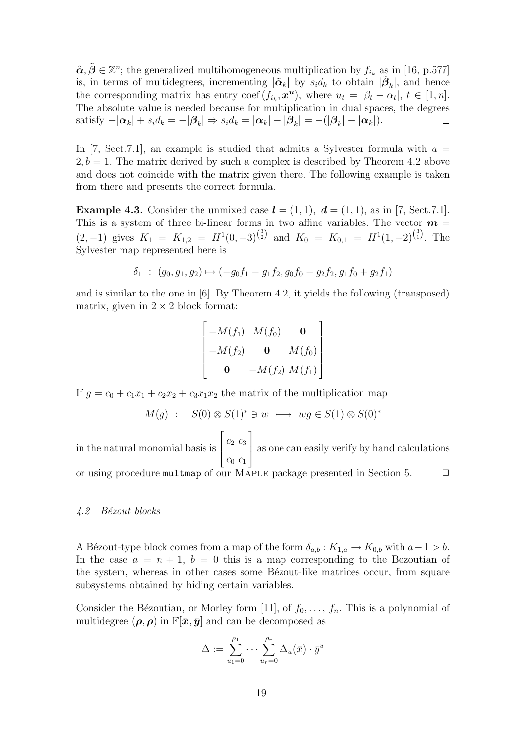$\tilde{\boldsymbol{\alpha}}, \tilde{\boldsymbol{\beta}} \in \mathbb{Z}^n$; the generalized multihomogeneous multiplication by $f_{i_k}$ as in [16, p.577] is, in terms of multidegrees, incrementing $|\tilde{\boldsymbol{\alpha}}_k|$ by $s_i d_k$ to obtain $|\tilde{\boldsymbol{\beta}}_k|$, and hence the corresponding matrix has entry $\operatorname{coef}(f_{i_k}, \boldsymbol{x}^{\boldsymbol{u}})$, where $u_t = |\beta_t - \alpha_t|$, $t \in [1, n]$. The absolute value is needed because for multiplication in dual spaces, the degrees satisfy $-|\boldsymbol{\alpha}_k| + s_i d_k = -|\boldsymbol{\beta}_k| \Rightarrow s_i d_k = |\boldsymbol{\alpha}_k| - |\boldsymbol{\beta}_k| = -(|\boldsymbol{\beta}_k| - |\boldsymbol{\alpha}_k|)$. □

In [7, Sect.7.1], an example is studied that admits a Sylvester formula with $a = 2, b = 1$. The matrix derived by such a complex is described by Theorem 4.2 above and does not coincide with the matrix given there. The following example is taken from there and presents the correct formula.

**Example 4.3.** Consider the unmixed case $\boldsymbol{l} = (1, 1)$, $\boldsymbol{d} = (1, 1)$, as in [7, Sect.7.1]. This is a system of three bi-linear forms in two affine variables. The vector $\boldsymbol{m} = (2, -1)$ gives $K_1 = K_{1,2} = H^1(0, -3)^{\binom{3}{2}}$ and $K_0 = K_{0,1} = H^1(1, -2)^{\binom{3}{1}}$. The Sylvester map represented here is

$$\delta_1 \;:\; (g_0, g_1, g_2) \mapsto (-g_0 f_1 - g_1 f_2, g_0 f_0 - g_2 f_2, g_1 f_0 + g_2 f_1)$$

and is similar to the one in [6]. By Theorem 4.2, it yields the following (transposed) matrix, given in $2 \times 2$ block format:

$$\begin{bmatrix} -M(f_1) & M(f_0) & \mathbf{0} \\ -M(f_2) & \mathbf{0} & M(f_0) \\ \mathbf{0} & -M(f_2) & M(f_1) \end{bmatrix}$$

If $g = c_0 + c_1 x_1 + c_2 x_2 + c_3 x_1 x_2$ the matrix of the multiplication map

$$M(g) \;:\; S(0) \otimes S(1)^* \ni w \;\longmapsto\; wg \in S(1) \otimes S(0)^*$$

in the natural monomial basis is $\begin{bmatrix} c_2 & c_3 \\ c_0 & c_1 \end{bmatrix}$ as one can easily verify by hand calculations or using procedure `multmap` of our Maple package presented in Section 5. □

### 4.2 *Bézout blocks*

A Bézout-type block comes from a map of the form $\delta_{a,b} : K_{1,a} \to K_{0,b}$ with $a - 1 > b$. In the case $a = n + 1$, $b = 0$ this is a map corresponding to the Bezoutian of the system, whereas in other cases some Bézout-like matrices occur, from square subsystems obtained by hiding certain variables.

Consider the Bézoutian, or Morley form [11], of $f_0, \ldots, f_n$. This is a polynomial of multidegree $(\boldsymbol{\rho}, \boldsymbol{\rho})$ in $\mathbb{F}[\bar{\boldsymbol{x}}, \bar{\boldsymbol{y}}]$ and can be decomposed as

$$\Delta := \sum_{u_1=0}^{\rho_1} \cdots \sum_{u_r=0}^{\rho_r} \Delta_u(\bar{x}) \cdot \bar{y}^u$$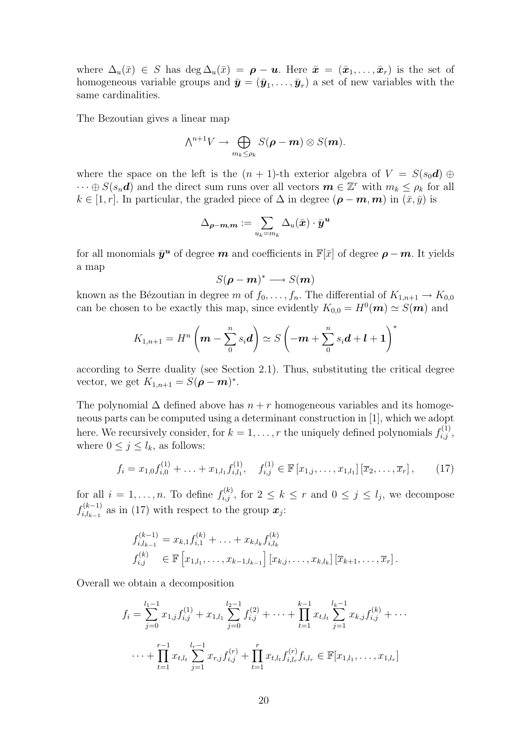where $\Delta_u(\bar{x}) \in S$ has $\deg \Delta_u(\bar{x}) = \boldsymbol{\rho} - \boldsymbol{u}$. Here $\bar{\boldsymbol{x}} = (\bar{\boldsymbol{x}}_1, \ldots, \bar{\boldsymbol{x}}_r)$ is the set of homogeneous variable groups and $\bar{\boldsymbol{y}} = (\bar{\boldsymbol{y}}_1, \ldots, \bar{\boldsymbol{y}}_r)$ a set of new variables with the same cardinalities.

The Bezoutian gives a linear map

$$\wedge^{n+1} V \to \bigoplus_{m_k \leq \rho_k} S(\boldsymbol{\rho} - \boldsymbol{m}) \otimes S(\boldsymbol{m}).$$

where the space on the left is the $(n+1)$-th exterior algebra of $V = S(s_0 \boldsymbol{d}) \oplus \cdots \oplus S(s_n \boldsymbol{d})$ and the direct sum runs over all vectors $\boldsymbol{m} \in \mathbb{Z}^r$ with $m_k \leq \rho_k$ for all $k \in [1, r]$. In particular, the graded piece of $\Delta$ in degree $(\boldsymbol{\rho} - \boldsymbol{m}, \boldsymbol{m})$ in $(\bar{x}, \bar{y})$ is

$$\Delta_{\boldsymbol{\rho} - \boldsymbol{m}, \boldsymbol{m}} := \sum_{u_k = m_k} \Delta_u(\bar{\boldsymbol{x}}) \cdot \bar{\boldsymbol{y}}^{\boldsymbol{u}}$$

for all monomials $\bar{\boldsymbol{y}}^{\boldsymbol{u}}$ of degree $\boldsymbol{m}$ and coefficients in $\mathbb{F}[\bar{x}]$ of degree $\boldsymbol{\rho} - \boldsymbol{m}$. It yields a map

$$S(\boldsymbol{\rho} - \boldsymbol{m})^* \longrightarrow S(\boldsymbol{m})$$

known as the Bézoutian in degree $m$ of $f_0, \ldots, f_n$. The differential of $K_{1,n+1} \to K_{0,0}$ can be chosen to be exactly this map, since evidently $K_{0,0} = H^0(\boldsymbol{m}) \simeq S(\boldsymbol{m})$ and

$$K_{1,n+1} = H^n\left(\boldsymbol{m} - \sum_0^n s_i \boldsymbol{d}\right) \simeq S\left(-\boldsymbol{m} + \sum_0^n s_i \boldsymbol{d} + \boldsymbol{l} + \boldsymbol{1}\right)^*$$

according to Serre duality (see Section 2.1). Thus, substituting the critical degree vector, we get $K_{1,n+1} = S(\boldsymbol{\rho} - \boldsymbol{m})^*$.

The polynomial $\Delta$ defined above has $n + r$ homogeneous variables and its homogeneous parts can be computed using a determinant construction in [1], which we adopt here. We recursively consider, for $k = 1, \ldots, r$ the uniquely defined polynomials $f_{i,j}^{(1)}$, where $0 \leq j \leq l_k$, as follows:

$$f_i = x_{1,0} f_{i,0}^{(1)} + \ldots + x_{1,l_1} f_{i,l_1}^{(1)}, \quad f_{i,j}^{(1)} \in \mathbb{F}\left[x_{1,j}, \ldots, x_{1,l_1}\right]\left[\overline{x}_2, \ldots, \overline{x}_r\right], \tag{17}$$

for all $i = 1, \ldots, n$. To define $f_{i,j}^{(k)}$, for $2 \leq k \leq r$ and $0 \leq j \leq l_j$, we decompose $f_{i,l_{k-1}}^{(k-1)}$ as in (17) with respect to the group $\boldsymbol{x}_j$:

$$\begin{aligned} f_{i,l_{k-1}}^{(k-1)} &= x_{k,1} f_{i,1}^{(k)} + \ldots + x_{k,l_k} f_{i,l_k}^{(k)} \\ f_{i,j}^{(k)} &\in \mathbb{F}\left[x_{1,l_1}, \ldots, x_{k-1,l_{k-1}}\right]\left[x_{k,j}, \ldots, x_{k,l_k}\right]\left[\overline{x}_{k+1}, \ldots, \overline{x}_r\right]. \end{aligned}$$

Overall we obtain a decomposition

$$\begin{aligned} f_i = \sum_{j=0}^{l_1 - 1} x_{1,j} f_{i,j}^{(1)} + x_{1,l_1} \sum_{j=0}^{l_2 - 1} f_{i,j}^{(2)} + \cdots + \prod_{t=1}^{k-1} x_{t,l_t} \sum_{j=1}^{l_k - 1} x_{k,j} f_{i,j}^{(k)} + \cdots \\ \cdots + \prod_{t=1}^{r-1} x_{t,l_t} \sum_{j=1}^{l_r - 1} x_{r,j} f_{i,j}^{(r)} + \prod_{t=1}^{r} x_{t,l_t} f_{i,l_r}^{(r)} f_{i,l_r} \in \mathbb{F}[x_{1,l_1}, \ldots, x_{1,l_r}] \end{aligned}$$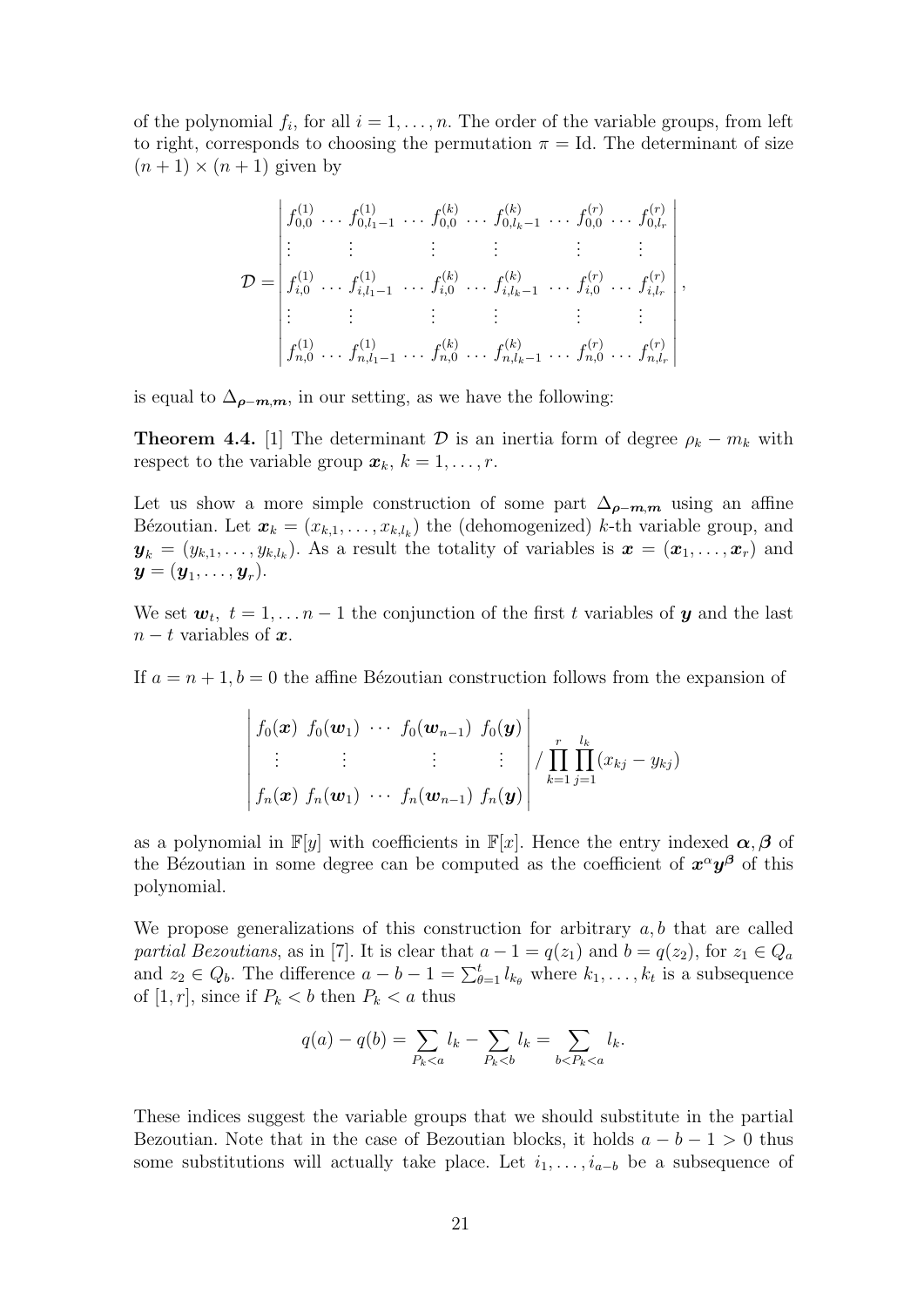of the polynomial $f_i$, for all $i = 1, \ldots, n$. The order of the variable groups, from left to right, corresponds to choosing the permutation $\pi = \text{Id}$. The determinant of size $(n+1) \times (n+1)$ given by

$$
\mathcal{D} = \begin{vmatrix}
f_{0,0}^{(1)} & \ldots & f_{0,l_1-1}^{(1)} & \ldots & f_{0,0}^{(k)} & \ldots & f_{0,l_k-1}^{(k)} & \ldots & f_{0,0}^{(r)} & \ldots & f_{0,l_r}^{(r)} \\
\vdots & & \vdots & & \vdots & & \vdots & & \vdots & & \vdots \\
f_{i,0}^{(1)} & \ldots & f_{i,l_1-1}^{(1)} & \ldots & f_{i,0}^{(k)} & \ldots & f_{i,l_k-1}^{(k)} & \ldots & f_{i,0}^{(r)} & \ldots & f_{i,l_r}^{(r)} \\
\vdots & & \vdots & & \vdots & & \vdots & & \vdots & & \vdots \\
f_{n,0}^{(1)} & \ldots & f_{n,l_1-1}^{(1)} & \ldots & f_{n,0}^{(k)} & \ldots & f_{n,l_k-1}^{(k)} & \ldots & f_{n,0}^{(r)} & \ldots & f_{n,l_r}^{(r)}
\end{vmatrix},
$$

is equal to $\Delta_{\boldsymbol{\rho}-\boldsymbol{m},\boldsymbol{m}}$, in our setting, as we have the following:

**Theorem 4.4.** [1] The determinant $\mathcal{D}$ is an inertia form of degree $\rho_k - m_k$ with respect to the variable group $\boldsymbol{x}_k$, $k = 1, \ldots, r$.

Let us show a more simple construction of some part $\Delta_{\boldsymbol{\rho}-\boldsymbol{m},\boldsymbol{m}}$ using an affine Bézoutian. Let $\boldsymbol{x}_k = (x_{k,1}, \ldots, x_{k,l_k})$ the (dehomogenized) $k$-th variable group, and $\boldsymbol{y}_k = (y_{k,1}, \ldots, y_{k,l_k})$. As a result the totality of variables is $\boldsymbol{x} = (\boldsymbol{x}_1, \ldots, \boldsymbol{x}_r)$ and $\boldsymbol{y} = (\boldsymbol{y}_1, \ldots, \boldsymbol{y}_r)$.

We set $\boldsymbol{w}_t$, $t = 1, \ldots n-1$ the conjunction of the first $t$ variables of $\boldsymbol{y}$ and the last $n-t$ variables of $\boldsymbol{x}$.

If $a = n+1, b = 0$ the affine Bézoutian construction follows from the expansion of

$$
\begin{vmatrix}
f_0(\boldsymbol{x}) & f_0(\boldsymbol{w}_1) & \cdots & f_0(\boldsymbol{w}_{n-1}) & f_0(\boldsymbol{y}) \\
\vdots & \vdots & & \vdots & \vdots \\
f_n(\boldsymbol{x}) & f_n(\boldsymbol{w}_1) & \cdots & f_n(\boldsymbol{w}_{n-1}) & f_n(\boldsymbol{y})
\end{vmatrix} / \prod_{k=1}^{r} \prod_{j=1}^{l_k} (x_{kj} - y_{kj})
$$

as a polynomial in $\mathbb{F}[y]$ with coefficients in $\mathbb{F}[x]$. Hence the entry indexed $\boldsymbol{\alpha}, \boldsymbol{\beta}$ of the Bézoutian in some degree can be computed as the coefficient of $\boldsymbol{x}^{\alpha}\boldsymbol{y}^{\boldsymbol{\beta}}$ of this polynomial.

We propose generalizations of this construction for arbitrary $a, b$ that are called *partial Bezoutians*, as in [7]. It is clear that $a - 1 = q(z_1)$ and $b = q(z_2)$, for $z_1 \in Q_a$ and $z_2 \in Q_b$. The difference $a - b - 1 = \sum_{\theta=1}^{t} l_{k_\theta}$ where $k_1, \ldots, k_t$ is a subsequence of $[1, r]$, since if $P_k < b$ then $P_k < a$ thus

$$
q(a) - q(b) = \sum_{P_k < a} l_k - \sum_{P_k < b} l_k = \sum_{b < P_k < a} l_k.
$$

These indices suggest the variable groups that we should substitute in the partial Bezoutian. Note that in the case of Bezoutian blocks, it holds $a - b - 1 > 0$ thus some substitutions will actually take place. Let $i_1, \ldots, i_{a-b}$ be a subsequence of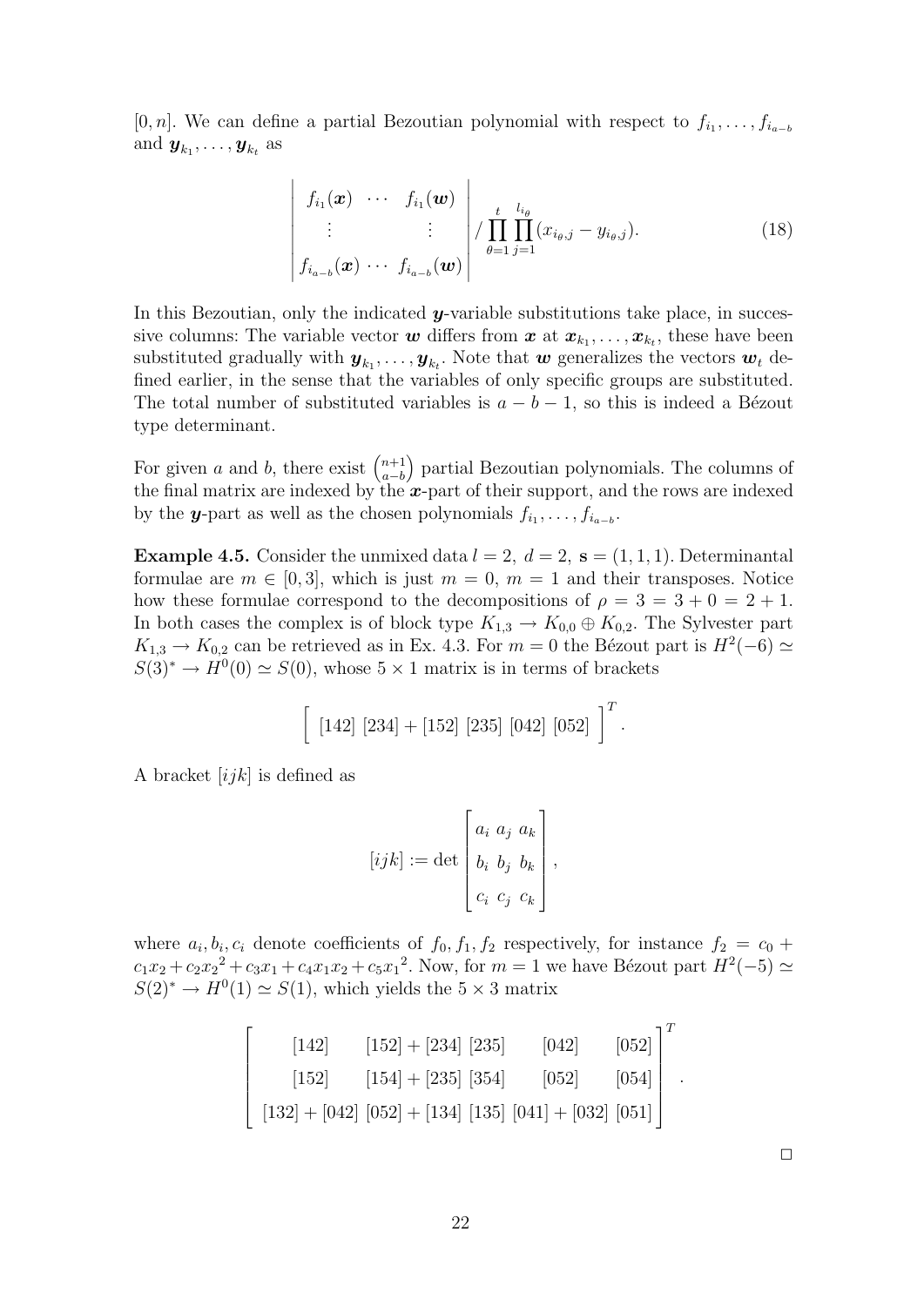$[0, n]$. We can define a partial Bezoutian polynomial with respect to $f_{i_1}, \ldots, f_{i_{a-b}}$ and $\boldsymbol{y}_{k_1}, \ldots, \boldsymbol{y}_{k_t}$ as

$$\begin{vmatrix} f_{i_1}(\boldsymbol{x}) & \cdots & f_{i_1}(\boldsymbol{w}) \\ \vdots & & \vdots \\ f_{i_{a-b}}(\boldsymbol{x}) & \cdots & f_{i_{a-b}}(\boldsymbol{w}) \end{vmatrix} / \prod_{\theta=1}^{t} \prod_{j=1}^{l_{i_\theta}} (x_{i_\theta, j} - y_{i_\theta, j}). \tag{18}$$

In this Bezoutian, only the indicated $\boldsymbol{y}$-variable substitutions take place, in successive columns: The variable vector $\boldsymbol{w}$ differs from $\boldsymbol{x}$ at $\boldsymbol{x}_{k_1}, \ldots, \boldsymbol{x}_{k_t}$, these have been substituted gradually with $\boldsymbol{y}_{k_1}, \ldots, \boldsymbol{y}_{k_t}$. Note that $\boldsymbol{w}$ generalizes the vectors $\boldsymbol{w}_t$ defined earlier, in the sense that the variables of only specific groups are substituted. The total number of substituted variables is $a - b - 1$, so this is indeed a Bézout type determinant.

For given $a$ and $b$, there exist $\binom{n+1}{a-b}$ partial Bezoutian polynomials. The columns of the final matrix are indexed by the $\boldsymbol{x}$-part of their support, and the rows are indexed by the $\boldsymbol{y}$-part as well as the chosen polynomials $f_{i_1}, \ldots, f_{i_{a-b}}$.

**Example 4.5.** Consider the unmixed data $l = 2,\ d = 2,\ \mathbf{s} = (1, 1, 1)$. Determinantal formulae are $m \in [0, 3]$, which is just $m = 0$, $m = 1$ and their transposes. Notice how these formulae correspond to the decompositions of $\rho = 3 = 3 + 0 = 2 + 1$. In both cases the complex is of block type $K_{1,3} \to K_{0,0} \oplus K_{0,2}$. The Sylvester part $K_{1,3} \to K_{0,2}$ can be retrieved as in Ex. 4.3. For $m = 0$ the Bézout part is $H^2(-6) \simeq S(3)^* \to H^0(0) \simeq S(0)$, whose $5 \times 1$ matrix is in terms of brackets

$$\left[ \ [142]\ [234] + [152]\ [235]\ [042]\ [052] \ \right]^T.$$

A bracket $[ijk]$ is defined as

$$[ijk] := \det \begin{bmatrix} a_i & a_j & a_k \\ b_i & b_j & b_k \\ c_i & c_j & c_k \end{bmatrix},$$

where $a_i, b_i, c_i$ denote coefficients of $f_0, f_1, f_2$ respectively, for instance $f_2 = c_0 + c_1 x_2 + c_2 {x_2}^2 + c_3 x_1 + c_4 x_1 x_2 + c_5 {x_1}^2$. Now, for $m = 1$ we have Bézout part $H^2(-5) \simeq S(2)^* \to H^0(1) \simeq S(1)$, which yields the $5 \times 3$ matrix

$$\begin{bmatrix} [142] & [152] + [234] & [235] & [042] & [052] \\ [152] & [154] + [235] & [354] & [052] & [054] \\ [132] + [042] & [052] + [134] & [135] & [041] + [032] & [051] \end{bmatrix}^T.$$

$\square$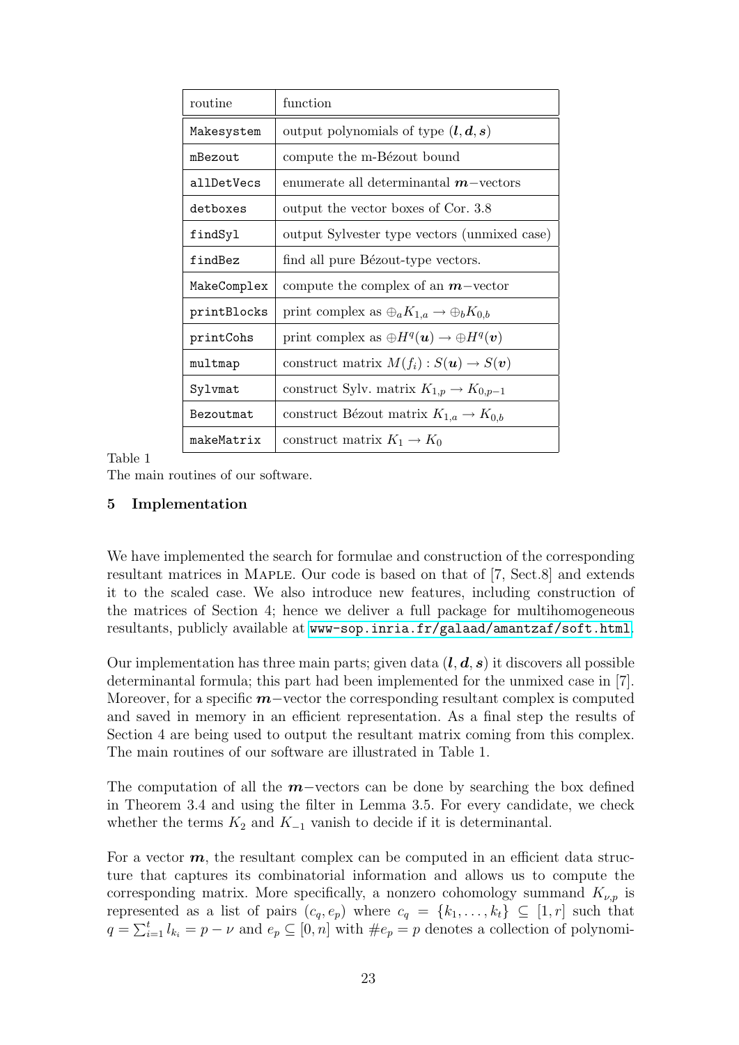| routine | function |
|---|---|
| `Makesystem` | output polynomials of type $(\boldsymbol{l}, \boldsymbol{d}, \boldsymbol{s})$ |
| `mBezout` | compute the m-Bézout bound |
| `allDetVecs` | enumerate all determinantal $\boldsymbol{m}-$vectors |
| `detboxes` | output the vector boxes of Cor. 3.8 |
| `findSyl` | output Sylvester type vectors (unmixed case) |
| `findBez` | find all pure Bézout-type vectors. |
| `MakeComplex` | compute the complex of an $\boldsymbol{m}-$vector |
| `printBlocks` | print complex as $\oplus_a K_{1,a} \to \oplus_b K_{0,b}$ |
| `printCohs` | print complex as $\oplus H^q(\boldsymbol{u}) \to \oplus H^q(\boldsymbol{v})$ |
| `multmap` | construct matrix $M(f_i) : S(\boldsymbol{u}) \to S(\boldsymbol{v})$ |
| `Sylvmat` | construct Sylv. matrix $K_{1,p} \to K_{0,p-1}$ |
| `Bezoutmat` | construct Bézout matrix $K_{1,a} \to K_{0,b}$ |
| `makeMatrix` | construct matrix $K_1 \to K_0$ |

Table 1
The main routines of our software.

## 5 Implementation

We have implemented the search for formulae and construction of the corresponding resultant matrices in MAPLE. Our code is based on that of [7, Sect.8] and extends it to the scaled case. We also introduce new features, including construction of the matrices of Section 4; hence we deliver a full package for multihomogeneous resultants, publicly available at www-sop.inria.fr/galaad/amantzaf/soft.html.

Our implementation has three main parts; given data $(\boldsymbol{l}, \boldsymbol{d}, \boldsymbol{s})$ it discovers all possible determinantal formula; this part had been implemented for the unmixed case in [7]. Moreover, for a specific $\boldsymbol{m}-$vector the corresponding resultant complex is computed and saved in memory in an efficient representation. As a final step the results of Section 4 are being used to output the resultant matrix coming from this complex. The main routines of our software are illustrated in Table 1.

The computation of all the $\boldsymbol{m}-$vectors can be done by searching the box defined in Theorem 3.4 and using the filter in Lemma 3.5. For every candidate, we check whether the terms $K_2$ and $K_{-1}$ vanish to decide if it is determinantal.

For a vector $\boldsymbol{m}$, the resultant complex can be computed in an efficient data structure that captures its combinatorial information and allows us to compute the corresponding matrix. More specifically, a nonzero cohomology summand $K_{\nu,p}$ is represented as a list of pairs $(c_q, e_p)$ where $c_q = \{k_1, \ldots, k_t\} \subseteq [1, r]$ such that $q = \sum_{i=1}^{t} l_{k_i} = p - \nu$ and $e_p \subseteq [0, n]$ with $\#e_p = p$ denotes a collection of polynomi-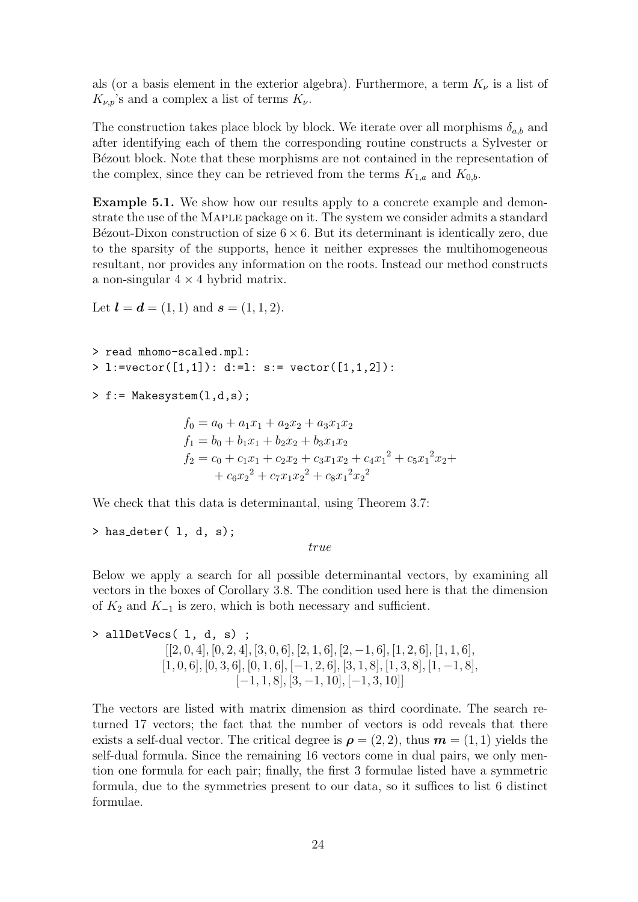als (or a basis element in the exterior algebra). Furthermore, a term $K_\nu$ is a list of $K_{\nu,p}$'s and a complex a list of terms $K_\nu$.

The construction takes place block by block. We iterate over all morphisms $\delta_{a,b}$ and after identifying each of them the corresponding routine constructs a Sylvester or Bézout block. Note that these morphisms are not contained in the representation of the complex, since they can be retrieved from the terms $K_{1,a}$ and $K_{0,b}$.

**Example 5.1.** We show how our results apply to a concrete example and demonstrate the use of the MAPLE package on it. The system we consider admits a standard Bézout-Dixon construction of size $6 \times 6$. But its determinant is identically zero, due to the sparsity of the supports, hence it neither expresses the multihomogeneous resultant, nor provides any information on the roots. Instead our method constructs a non-singular $4 \times 4$ hybrid matrix.

Let $\boldsymbol{l} = \boldsymbol{d} = (1,1)$ and $\boldsymbol{s} = (1,1,2)$.

```
> read mhomo-scaled.mpl:
> l:=vector([1,1]): d:=l: s:= vector([1,1,2]):

> f:= Makesystem(l,d,s);
```

$$
\begin{aligned}
f_0 &= a_0 + a_1 x_1 + a_2 x_2 + a_3 x_1 x_2 \\
f_1 &= b_0 + b_1 x_1 + b_2 x_2 + b_3 x_1 x_2 \\
f_2 &= c_0 + c_1 x_1 + c_2 x_2 + c_3 x_1 x_2 + c_4 {x_1}^2 + c_5 {x_1}^2 x_2 + \\
&\quad + c_6 {x_2}^2 + c_7 x_1 {x_2}^2 + c_8 {x_1}^2 {x_2}^2
\end{aligned}
$$

We check that this data is determinantal, using Theorem 3.7:

```
> has_deter( l, d, s);
```

$$true$$

Below we apply a search for all possible determinantal vectors, by examining all vectors in the boxes of Corollary 3.8. The condition used here is that the dimension of $K_2$ and $K_{-1}$ is zero, which is both necessary and sufficient.

```
> allDetVecs( l, d, s) ;
```

$$
\begin{gathered}
[[2,0,4],[0,2,4],[3,0,6],[2,1,6],[2,-1,6],[1,2,6],[1,1,6], \\
[1,0,6],[0,3,6],[0,1,6],[-1,2,6],[3,1,8],[1,3,8],[1,-1,8], \\
[-1,1,8],[3,-1,10],[-1,3,10]]
\end{gathered}
$$

The vectors are listed with matrix dimension as third coordinate. The search returned 17 vectors; the fact that the number of vectors is odd reveals that there exists a self-dual vector. The critical degree is $\boldsymbol{\rho} = (2,2)$, thus $\boldsymbol{m} = (1,1)$ yields the self-dual formula. Since the remaining 16 vectors come in dual pairs, we only mention one formula for each pair; finally, the first 3 formulae listed have a symmetric formula, due to the symmetries present to our data, so it suffices to list 6 distinct formulae.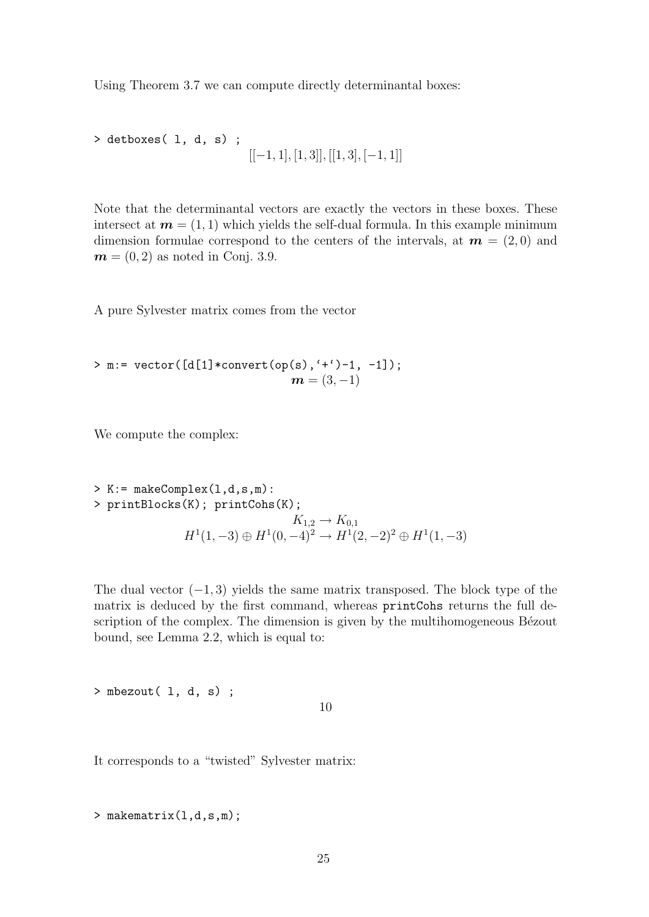Using Theorem 3.7 we can compute directly determinantal boxes:

```
> detboxes( l, d, s) ;
```

$$[[-1, 1], [1, 3]], [[1, 3], [-1, 1]]$$

Note that the determinantal vectors are exactly the vectors in these boxes. These intersect at $\boldsymbol{m} = (1, 1)$ which yields the self-dual formula. In this example minimum dimension formulae correspond to the centers of the intervals, at $\boldsymbol{m} = (2, 0)$ and $\boldsymbol{m} = (0, 2)$ as noted in Conj. 3.9.

A pure Sylvester matrix comes from the vector

```
> m:= vector([d[1]*convert(op(s),`+`)-1, -1]);
```

$$\boldsymbol{m} = (3, -1)$$

We compute the complex:

```
> K:= makeComplex(l,d,s,m):
> printBlocks(K); printCohs(K);
```

$$K_{1,2} \rightarrow K_{0,1}$$

$$H^1(1, -3) \oplus H^1(0, -4)^2 \rightarrow H^1(2, -2)^2 \oplus H^1(1, -3)$$

The dual vector $(-1, 3)$ yields the same matrix transposed. The block type of the matrix is deduced by the first command, whereas `printCohs` returns the full description of the complex. The dimension is given by the multihomogeneous Bézout bound, see Lemma 2.2, which is equal to:

```
> mbezout( l, d, s) ;
```

$$10$$

It corresponds to a "twisted" Sylvester matrix:

```
> makematrix(l,d,s,m);
```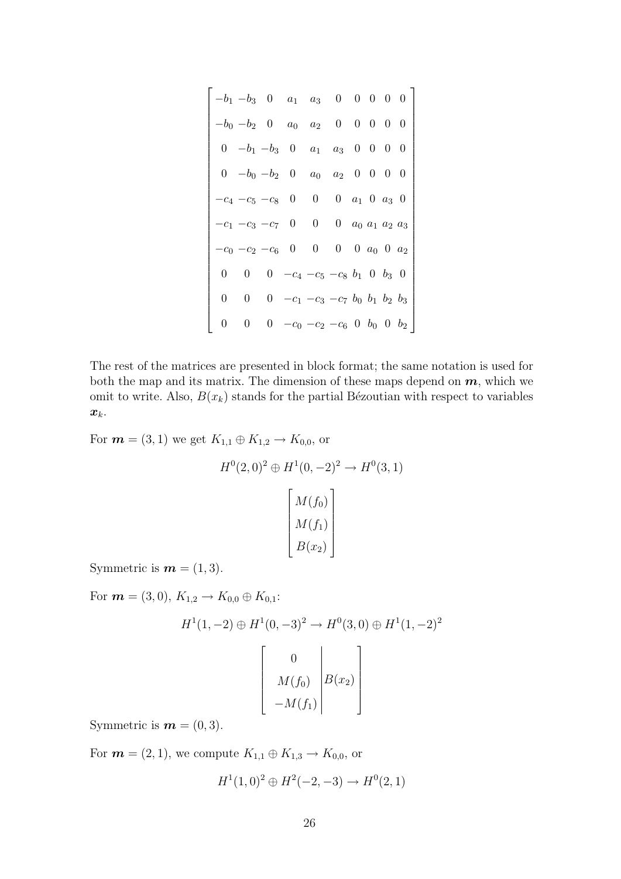$$
\begin{bmatrix}
-b_1 & -b_3 & 0 & a_1 & a_3 & 0 & 0 & 0 & 0 & 0 \\
-b_0 & -b_2 & 0 & a_0 & a_2 & 0 & 0 & 0 & 0 & 0 \\
0 & -b_1 & -b_3 & 0 & a_1 & a_3 & 0 & 0 & 0 & 0 \\
0 & -b_0 & -b_2 & 0 & a_0 & a_2 & 0 & 0 & 0 & 0 \\
-c_4 & -c_5 & -c_8 & 0 & 0 & 0 & a_1 & 0 & a_3 & 0 \\
-c_1 & -c_3 & -c_7 & 0 & 0 & 0 & a_0 & a_1 & a_2 & a_3 \\
-c_0 & -c_2 & -c_6 & 0 & 0 & 0 & 0 & a_0 & 0 & a_2 \\
0 & 0 & 0 & -c_4 & -c_5 & -c_8 & b_1 & 0 & b_3 & 0 \\
0 & 0 & 0 & -c_1 & -c_3 & -c_7 & b_0 & b_1 & b_2 & b_3 \\
0 & 0 & 0 & -c_0 & -c_2 & -c_6 & 0 & b_0 & 0 & b_2
\end{bmatrix}
$$

The rest of the matrices are presented in block format; the same notation is used for both the map and its matrix. The dimension of these maps depend on $\boldsymbol{m}$, which we omit to write. Also, $B(x_k)$ stands for the partial Bézoutian with respect to variables $\boldsymbol{x}_k$.

For $\boldsymbol{m} = (3, 1)$ we get $K_{1,1} \oplus K_{1,2} \to K_{0,0}$, or

$$
H^0(2,0)^2 \oplus H^1(0,-2)^2 \to H^0(3,1)
$$

$$
\begin{bmatrix}
M(f_0) \\
M(f_1) \\
B(x_2)
\end{bmatrix}
$$

Symmetric is $\boldsymbol{m} = (1, 3)$.

For $\boldsymbol{m} = (3, 0)$, $K_{1,2} \to K_{0,0} \oplus K_{0,1}$:

$$
H^1(1,-2) \oplus H^1(0,-3)^2 \to H^0(3,0) \oplus H^1(1,-2)^2
$$

$$
\left[\begin{array}{c|c}
0 & \\
M(f_0) & B(x_2) \\
-M(f_1) &
\end{array}\right]
$$

Symmetric is $\boldsymbol{m} = (0, 3)$.

For $\boldsymbol{m} = (2, 1)$, we compute $K_{1,1} \oplus K_{1,3} \to K_{0,0}$, or

$$
H^1(1,0)^2 \oplus H^2(-2,-3) \to H^0(2,1)
$$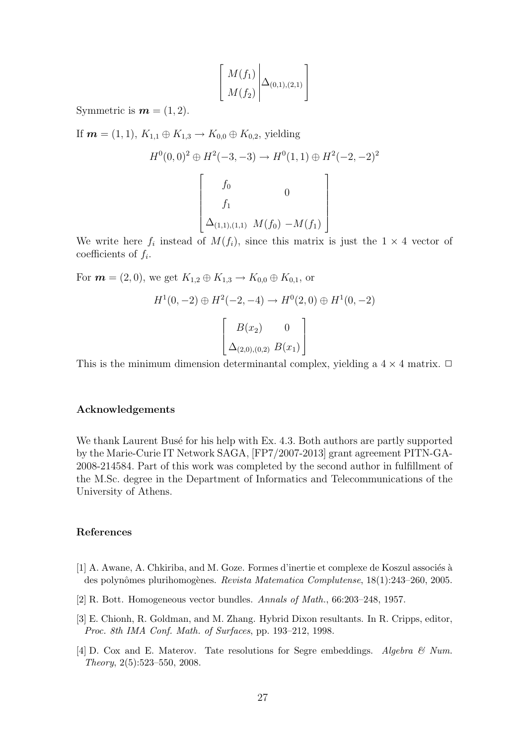$$
\left[\begin{array}{c|c} \begin{matrix} M(f_1) \\ M(f_2) \end{matrix} & \Delta_{(0,1),(2,1)} \end{array}\right]
$$

Symmetric is $\boldsymbol{m} = (1, 2)$.

If $\boldsymbol{m} = (1, 1)$, $K_{1,1} \oplus K_{1,3} \to K_{0,0} \oplus K_{0,2}$, yielding

$$
H^0(0,0)^2 \oplus H^2(-3,-3) \to H^0(1,1) \oplus H^2(-2,-2)^2
$$

$$
\begin{bmatrix} f_0 & & \\ f_1 & & 0 \\ \Delta_{(1,1),(1,1)} & M(f_0) & -M(f_1) \end{bmatrix}
$$

We write here $f_i$ instead of $M(f_i)$, since this matrix is just the $1 \times 4$ vector of coefficients of $f_i$.

For $\boldsymbol{m} = (2, 0)$, we get $K_{1,2} \oplus K_{1,3} \to K_{0,0} \oplus K_{0,1}$, or

$$
H^1(0,-2) \oplus H^2(-2,-4) \to H^0(2,0) \oplus H^1(0,-2)
$$

$$
\begin{bmatrix} B(x_2) & 0 \\ \Delta_{(2,0),(0,2)} & B(x_1) \end{bmatrix}
$$

This is the minimum dimension determinantal complex, yielding a $4 \times 4$ matrix. $\square$

### Acknowledgements

We thank Laurent Busé for his help with Ex. 4.3. Both authors are partly supported by the Marie-Curie IT Network SAGA, [FP7/2007-2013] grant agreement PITN-GA-2008-214584. Part of this work was completed by the second author in fulfillment of the M.Sc. degree in the Department of Informatics and Telecommunications of the University of Athens.

### References

[1] A. Awane, A. Chkiriba, and M. Goze. Formes d'inertie et complexe de Koszul associés à des polynômes plurihomogènes. *Revista Matematica Complutense*, 18(1):243–260, 2005.

[2] R. Bott. Homogeneous vector bundles. *Annals of Math.*, 66:203–248, 1957.

[3] E. Chionh, R. Goldman, and M. Zhang. Hybrid Dixon resultants. In R. Cripps, editor, *Proc. 8th IMA Conf. Math. of Surfaces*, pp. 193–212, 1998.

[4] D. Cox and E. Materov. Tate resolutions for Segre embeddings. *Algebra & Num. Theory*, 2(5):523–550, 2008.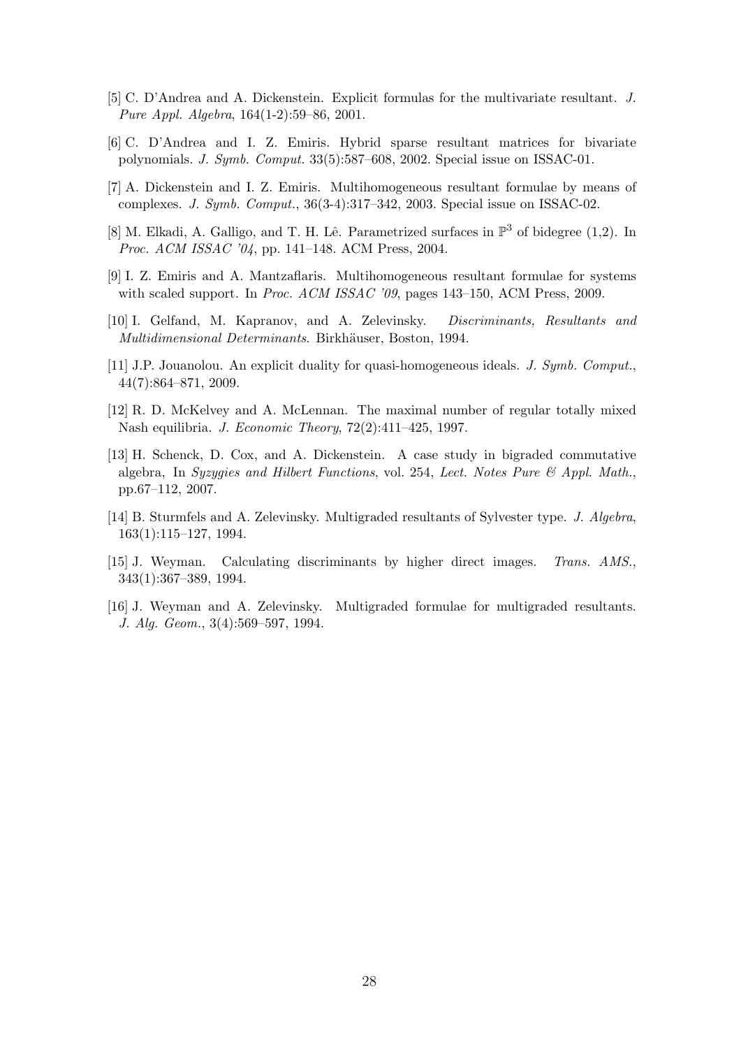[5] C. D'Andrea and A. Dickenstein. Explicit formulas for the multivariate resultant. *J. Pure Appl. Algebra*, 164(1-2):59–86, 2001.

[6] C. D'Andrea and I. Z. Emiris. Hybrid sparse resultant matrices for bivariate polynomials. *J. Symb. Comput.* 33(5):587–608, 2002. Special issue on ISSAC-01.

[7] A. Dickenstein and I. Z. Emiris. Multihomogeneous resultant formulae by means of complexes. *J. Symb. Comput.*, 36(3-4):317–342, 2003. Special issue on ISSAC-02.

[8] M. Elkadi, A. Galligo, and T. H. Lê. Parametrized surfaces in $\mathbb{P}^3$ of bidegree (1,2). In *Proc. ACM ISSAC '04*, pp. 141–148. ACM Press, 2004.

[9] I. Z. Emiris and A. Mantzaflaris. Multihomogeneous resultant formulae for systems with scaled support. In *Proc. ACM ISSAC '09*, pages 143–150, ACM Press, 2009.

[10] I. Gelfand, M. Kapranov, and A. Zelevinsky. *Discriminants, Resultants and Multidimensional Determinants*. Birkhäuser, Boston, 1994.

[11] J.P. Jouanolou. An explicit duality for quasi-homogeneous ideals. *J. Symb. Comput.*, 44(7):864–871, 2009.

[12] R. D. McKelvey and A. McLennan. The maximal number of regular totally mixed Nash equilibria. *J. Economic Theory*, 72(2):411–425, 1997.

[13] H. Schenck, D. Cox, and A. Dickenstein. A case study in bigraded commutative algebra, In *Syzygies and Hilbert Functions*, vol. 254, *Lect. Notes Pure & Appl. Math.*, pp.67–112, 2007.

[14] B. Sturmfels and A. Zelevinsky. Multigraded resultants of Sylvester type. *J. Algebra*, 163(1):115–127, 1994.

[15] J. Weyman. Calculating discriminants by higher direct images. *Trans. AMS.*, 343(1):367–389, 1994.

[16] J. Weyman and A. Zelevinsky. Multigraded formulae for multigraded resultants. *J. Alg. Geom.*, 3(4):569–597, 1994.